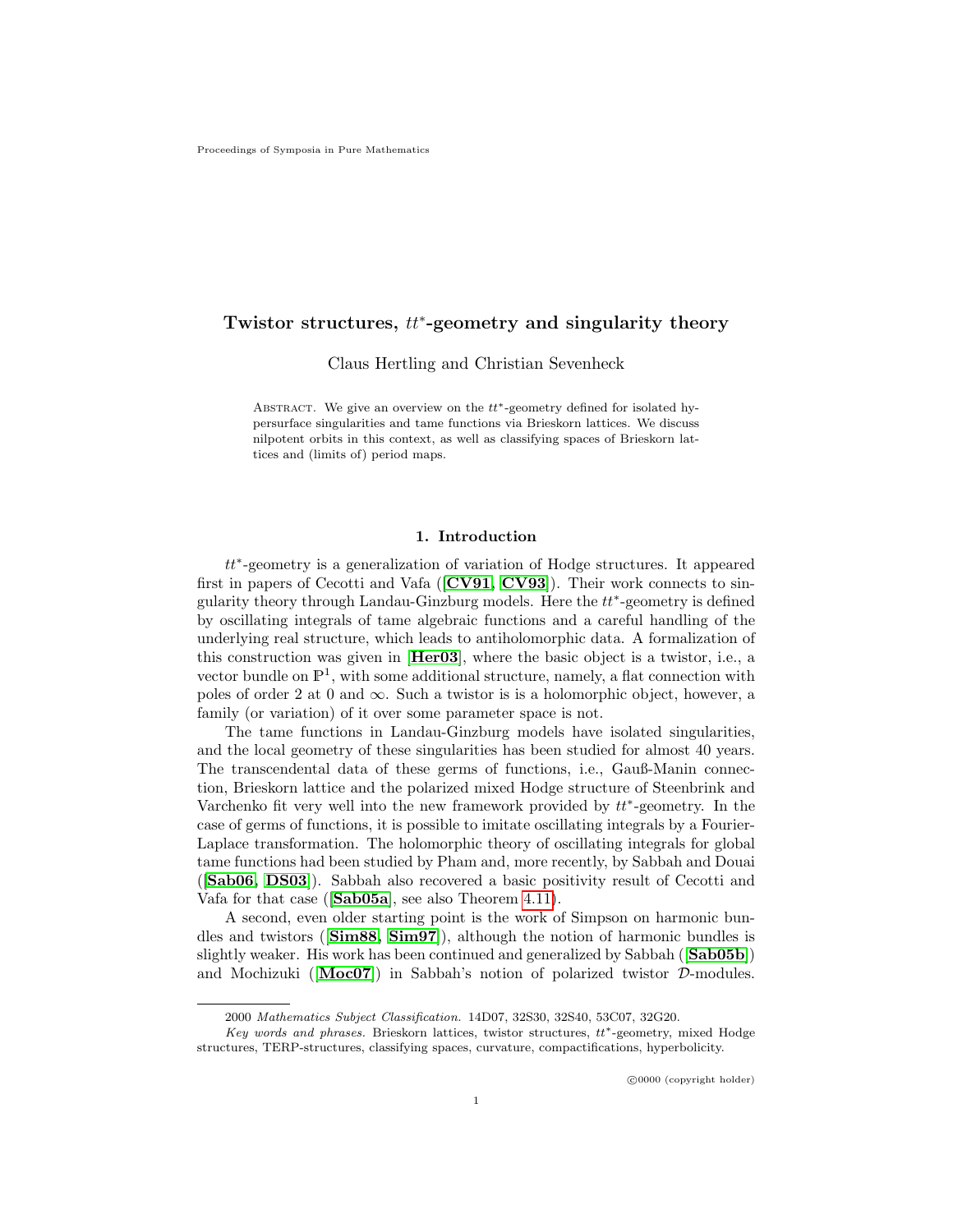# Twistor structures, $tt^*$-geometry and singularity theory

Claus Hertling and Christian Sevenheck

Abstract. We give an overview on the $tt^*$-geometry defined for isolated hypersurface singularities and tame functions via Brieskorn lattices. We discuss nilpotent orbits in this context, as well as classifying spaces of Brieskorn lattices and (limits of) period maps.

## 1. Introduction

$tt^*$-geometry is a generalization of variation of Hodge structures. It appeared first in papers of Cecotti and Vafa ([**CV91**, **CV93**]). Their work connects to singularity theory through Landau-Ginzburg models. Here the $tt^*$-geometry is defined by oscillating integrals of tame algebraic functions and a careful handling of the underlying real structure, which leads to antiholomorphic data. A formalization of this construction was given in [**Her03**], where the basic object is a twistor, i.e., a vector bundle on $\mathbb{P}^1$, with some additional structure, namely, a flat connection with poles of order 2 at 0 and $\infty$. Such a twistor is is a holomorphic object, however, a family (or variation) of it over some parameter space is not.

The tame functions in Landau-Ginzburg models have isolated singularities, and the local geometry of these singularities has been studied for almost 40 years. The transcendental data of these germs of functions, i.e., Gauß-Manin connection, Brieskorn lattice and the polarized mixed Hodge structure of Steenbrink and Varchenko fit very well into the new framework provided by $tt^*$-geometry. In the case of germs of functions, it is possible to imitate oscillating integrals by a Fourier-Laplace transformation. The holomorphic theory of oscillating integrals for global tame functions had been studied by Pham and, more recently, by Sabbah and Douai ([**Sab06**, **DS03**]). Sabbah also recovered a basic positivity result of Cecotti and Vafa for that case ([**Sab05a**], see also Theorem 4.11).

A second, even older starting point is the work of Simpson on harmonic bundles and twistors ([**Sim88**, **Sim97**]), although the notion of harmonic bundles is slightly weaker. His work has been continued and generalized by Sabbah ([**Sab05b**]) and Mochizuki ([**Moc07**]) in Sabbah's notion of polarized twistor $\mathcal{D}$-modules.

---

2000 *Mathematics Subject Classification.* 14D07, 32S30, 32S40, 53C07, 32G20.

*Key words and phrases.* Brieskorn lattices, twistor structures, $tt^*$-geometry, mixed Hodge structures, TERP-structures, classifying spaces, curvature, compactifications, hyperbolicity.

©0000 (copyright holder)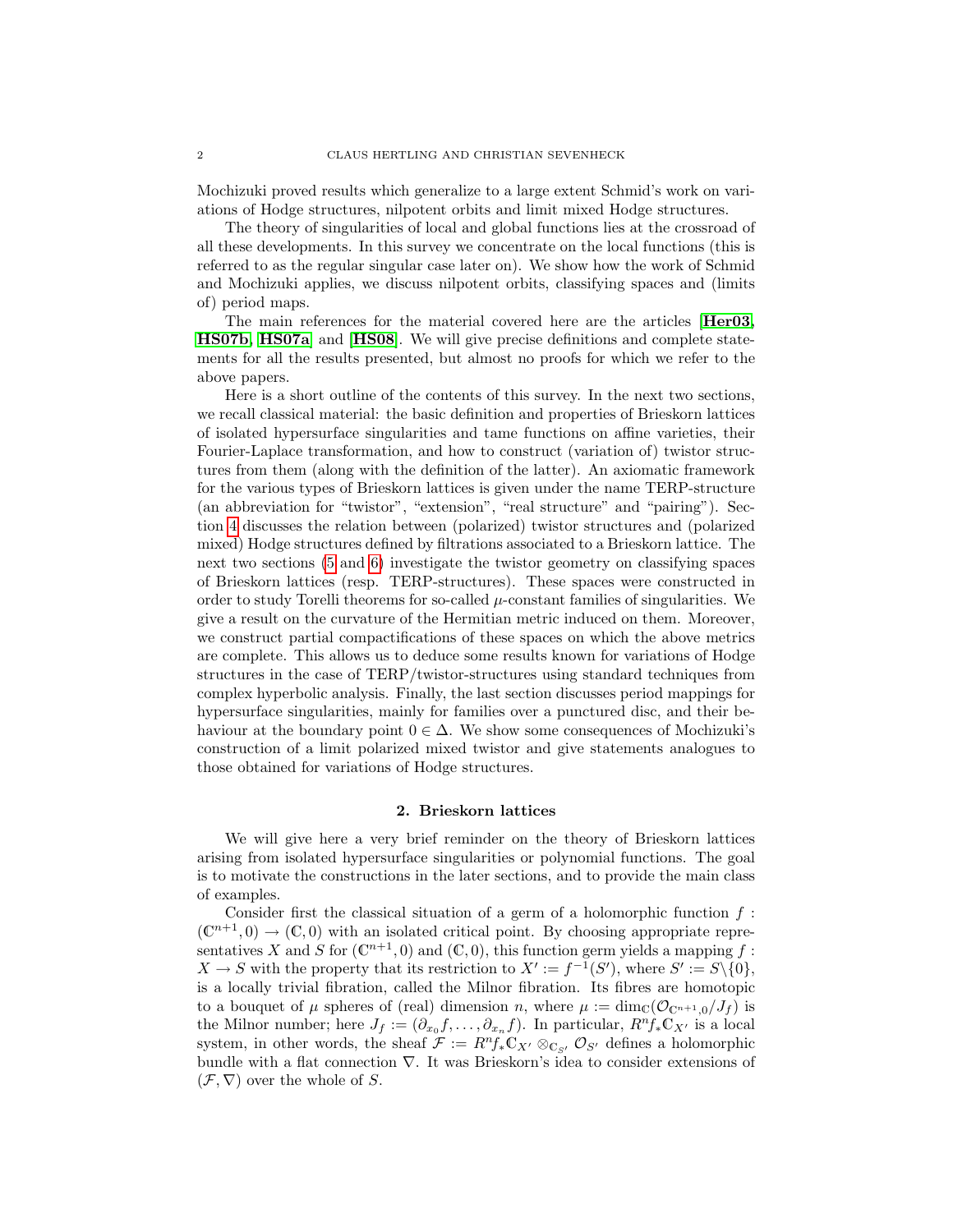Mochizuki proved results which generalize to a large extent Schmid's work on variations of Hodge structures, nilpotent orbits and limit mixed Hodge structures.

The theory of singularities of local and global functions lies at the crossroad of all these developments. In this survey we concentrate on the local functions (this is referred to as the regular singular case later on). We show how the work of Schmid and Mochizuki applies, we discuss nilpotent orbits, classifying spaces and (limits of) period maps.

The main references for the material covered here are the articles [**Her03**, **HS07b**, **HS07a**] and [**HS08**]. We will give precise definitions and complete statements for all the results presented, but almost no proofs for which we refer to the above papers.

Here is a short outline of the contents of this survey. In the next two sections, we recall classical material: the basic definition and properties of Brieskorn lattices of isolated hypersurface singularities and tame functions on affine varieties, their Fourier-Laplace transformation, and how to construct (variation of) twistor structures from them (along with the definition of the latter). An axiomatic framework for the various types of Brieskorn lattices is given under the name TERP-structure (an abbreviation for "twistor", "extension", "real structure" and "pairing"). Section 4 discusses the relation between (polarized) twistor structures and (polarized mixed) Hodge structures defined by filtrations associated to a Brieskorn lattice. The next two sections (5 and 6) investigate the twistor geometry on classifying spaces of Brieskorn lattices (resp. TERP-structures). These spaces were constructed in order to study Torelli theorems for so-called $\mu$-constant families of singularities. We give a result on the curvature of the Hermitian metric induced on them. Moreover, we construct partial compactifications of these spaces on which the above metrics are complete. This allows us to deduce some results known for variations of Hodge structures in the case of TERP/twistor-structures using standard techniques from complex hyperbolic analysis. Finally, the last section discusses period mappings for hypersurface singularities, mainly for families over a punctured disc, and their behaviour at the boundary point $0 \in \Delta$. We show some consequences of Mochizuki's construction of a limit polarized mixed twistor and give statements analogues to those obtained for variations of Hodge structures.

## 2. Brieskorn lattices

We will give here a very brief reminder on the theory of Brieskorn lattices arising from isolated hypersurface singularities or polynomial functions. The goal is to motivate the constructions in the later sections, and to provide the main class of examples.

Consider first the classical situation of a germ of a holomorphic function $f : (\mathbb{C}^{n+1}, 0) \to (\mathbb{C}, 0)$ with an isolated critical point. By choosing appropriate representatives $X$ and $S$ for $(\mathbb{C}^{n+1}, 0)$ and $(\mathbb{C}, 0)$, this function germ yields a mapping $f : X \to S$ with the property that its restriction to $X' := f^{-1}(S')$, where $S' := S\backslash\{0\}$, is a locally trivial fibration, called the Milnor fibration. Its fibres are homotopic to a bouquet of $\mu$ spheres of (real) dimension $n$, where $\mu := \dim_{\mathbb{C}}(\mathcal{O}_{\mathbb{C}^{n+1},0}/J_f)$ is the Milnor number; here $J_f := (\partial_{x_0} f, \ldots, \partial_{x_n} f)$. In particular, $R^n f_* \mathbb{C}_{X'}$ is a local system, in other words, the sheaf $\mathcal{F} := R^n f_* \mathbb{C}_{X'} \otimes_{\mathbb{C}_{S'}} \mathcal{O}_{S'}$ defines a holomorphic bundle with a flat connection $\nabla$. It was Brieskorn's idea to consider extensions of $(\mathcal{F}, \nabla)$ over the whole of $S$.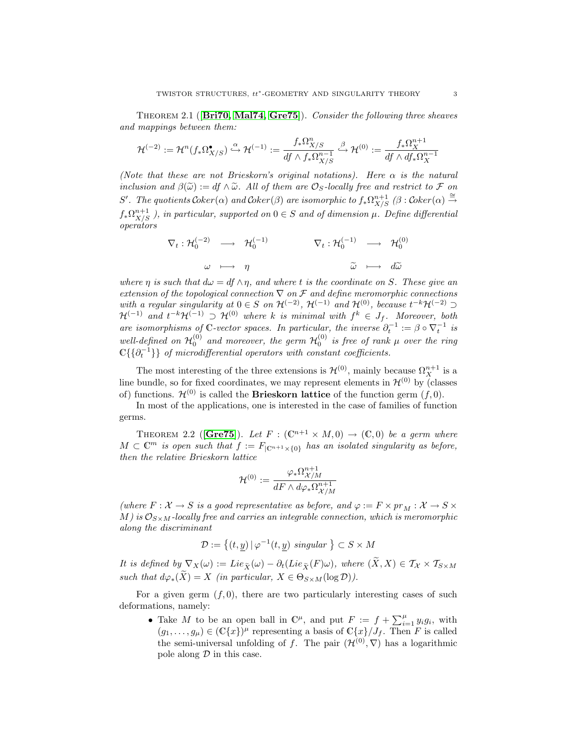Theorem 2.1 ([**Bri70**, **Mal74**, **Gre75**]). *Consider the following three sheaves and mappings between them:*

$$\mathcal{H}^{(-2)} := \mathcal{H}^n(f_*\Omega^\bullet_{X/S}) \overset{\alpha}{\hookrightarrow} \mathcal{H}^{(-1)} := \frac{f_*\Omega^n_{X/S}}{df \wedge f_*\Omega^{n-1}_{X/S}} \overset{\beta}{\hookrightarrow} \mathcal{H}^{(0)} := \frac{f_*\Omega^{n+1}_X}{df \wedge df_*\Omega^{n-1}_X}$$

*(Note that these are not Brieskorn's original notations). Here $\alpha$ is the natural inclusion and $\beta(\widetilde{\omega}) := df \wedge \widetilde{\omega}$. All of them are $\mathcal{O}_S$-locally free and restrict to $\mathcal{F}$ on $S'$. The quotients $\mathcal{C}oker(\alpha)$ and $\mathcal{C}oker(\beta)$ are isomorphic to $f_*\Omega^{n+1}_{X/S}$ ($\beta : \mathcal{C}oker(\alpha) \xrightarrow{\cong} f_*\Omega^{n+1}_{X/S}$ ), in particular, supported on $0 \in S$ and of dimension $\mu$. Define differential operators*

$$\begin{array}{ccccccc} \nabla_t : \mathcal{H}^{(-2)}_0 & \longrightarrow & \mathcal{H}^{(-1)}_0 & \qquad & \nabla_t : \mathcal{H}^{(-1)}_0 & \longrightarrow & \mathcal{H}^{(0)}_0 \\ \omega & \longmapsto & \eta & & \widetilde{\omega} & \longmapsto & d\widetilde{\omega} \end{array}$$

*where $\eta$ is such that $d\omega = df \wedge \eta$, and where $t$ is the coordinate on $S$. These give an extension of the topological connection $\nabla$ on $\mathcal{F}$ and define meromorphic connections with a regular singularity at $0 \in S$ on $\mathcal{H}^{(-2)}$, $\mathcal{H}^{(-1)}$ and $\mathcal{H}^{(0)}$, because $t^{-k}\mathcal{H}^{(-2)} \supset \mathcal{H}^{(-1)}$ and $t^{-k}\mathcal{H}^{(-1)} \supset \mathcal{H}^{(0)}$ where $k$ is minimal with $f^k \in J_f$. Moreover, both are isomorphisms of $\mathbb{C}$-vector spaces. In particular, the inverse $\partial_t^{-1} := \beta \circ \nabla_t^{-1}$ is well-defined on $\mathcal{H}^{(0)}_0$ and moreover, the germ $\mathcal{H}^{(0)}_0$ is free of rank $\mu$ over the ring $\mathbb{C}\{\{\partial_t^{-1}\}\}$ of microdifferential operators with constant coefficients.*

The most interesting of the three extensions is $\mathcal{H}^{(0)}$, mainly because $\Omega^{n+1}_X$ is a line bundle, so for fixed coordinates, we may represent elements in $\mathcal{H}^{(0)}$ by (classes of) functions. $\mathcal{H}^{(0)}$ is called the **Brieskorn lattice** of the function germ $(f, 0)$.

In most of the applications, one is interested in the case of families of function germs.

Theorem 2.2 ([**Gre75**]). *Let $F : (\mathbb{C}^{n+1} \times M, 0) \to (\mathbb{C}, 0)$ be a germ where $M \subset \mathbb{C}^m$ is open such that $f := F_{|\mathbb{C}^{n+1}\times\{0\}}$ has an isolated singularity as before, then the relative Brieskorn lattice*

$$\mathcal{H}^{(0)} := \frac{\varphi_*\Omega^{n+1}_{\mathcal{X}/M}}{dF \wedge d\varphi_*\Omega^{n+1}_{\mathcal{X}/M}}$$

*(where $F : \mathcal{X} \to S$ is a good representative as before, and $\varphi := F \times pr_M : \mathcal{X} \to S \times M$) is $\mathcal{O}_{S\times M}$-locally free and carries an integrable connection, which is meromorphic along the discriminant*

$$\mathcal{D} := \left\{(t, \underline{y}) \,|\, \varphi^{-1}(t, \underline{y}) \text{ singular } \right\} \subset S \times M$$

*It is defined by $\nabla_X(\omega) := Lie_{\widetilde{X}}(\omega) - \partial_t(Lie_{\widetilde{X}}(F)\omega)$, where $(\widetilde{X}, X) \in \mathcal{T}_{\mathcal{X}} \times \mathcal{T}_{S\times M}$ such that $d\varphi_*(\widetilde{X}) = X$ (in particular, $X \in \Theta_{S\times M}(\log \mathcal{D})$).*

For a given germ $(f, 0)$, there are two particularly interesting cases of such deformations, namely:

- Take $M$ to be an open ball in $\mathbb{C}^\mu$, and put $F := f + \sum_{i=1}^{\mu} y_i g_i$, with $(g_1, \ldots, g_\mu) \in (\mathbb{C}\{x\})^\mu$ representing a basis of $\mathbb{C}\{x\}/J_f$. Then $F$ is called the semi-universal unfolding of $f$. The pair $(\mathcal{H}^{(0)}, \nabla)$ has a logarithmic pole along $\mathcal{D}$ in this case.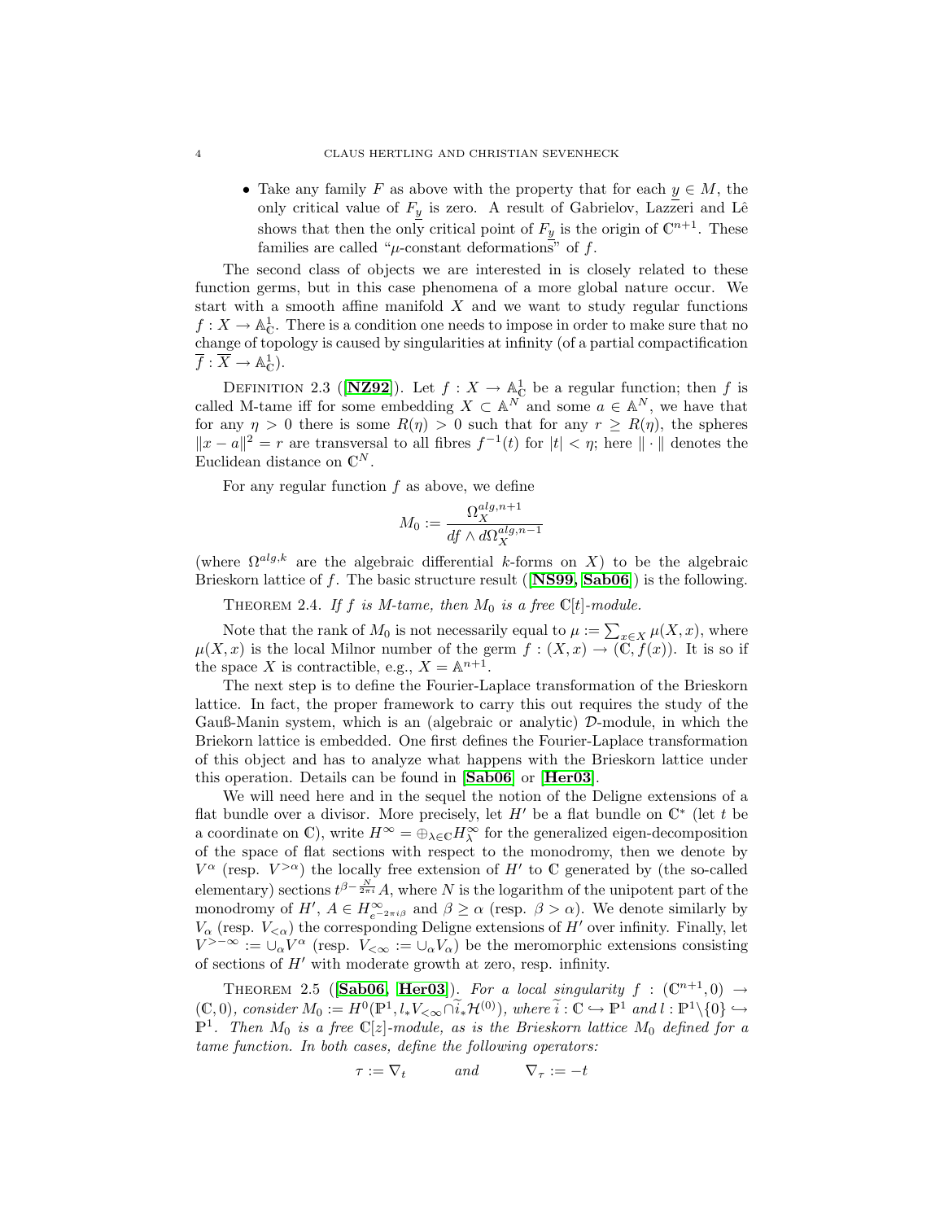- Take any family $F$ as above with the property that for each $\underline{y} \in M$, the only critical value of $F_{\underline{y}}$ is zero. A result of Gabrielov, Lazzeri and Lê shows that then the only critical point of $F_{\underline{y}}$ is the origin of $\mathbb{C}^{n+1}$. These families are called "$\mu$-constant deformations" of $f$.

The second class of objects we are interested in is closely related to these function germs, but in this case phenomena of a more global nature occur. We start with a smooth affine manifold $X$ and we want to study regular functions $f : X \to \mathbb{A}^1_{\mathbb{C}}$. There is a condition one needs to impose in order to make sure that no change of topology is caused by singularities at infinity (of a partial compactification $\overline{f} : \overline{X} \to \mathbb{A}^1_{\mathbb{C}}$).

Definition 2.3 ([**NZ92**]). Let $f : X \to \mathbb{A}^1_{\mathbb{C}}$ be a regular function; then $f$ is called M-tame iff for some embedding $X \subset \mathbb{A}^N$ and some $a \in \mathbb{A}^N$, we have that for any $\eta > 0$ there is some $R(\eta) > 0$ such that for any $r \geq R(\eta)$, the spheres $\|x - a\|^2 = r$ are transversal to all fibres $f^{-1}(t)$ for $|t| < \eta$; here $\|\cdot\|$ denotes the Euclidean distance on $\mathbb{C}^N$.

For any regular function $f$ as above, we define

$$M_0 := \frac{\Omega_X^{alg,n+1}}{df \wedge d\Omega_X^{alg,n-1}}$$

(where $\Omega^{alg,k}$ are the algebraic differential $k$-forms on $X$) to be the algebraic Brieskorn lattice of $f$. The basic structure result ([**NS99**, **Sab06**]) is the following.

Theorem 2.4. *If $f$ is M-tame, then $M_0$ is a free $\mathbb{C}[t]$-module.*

Note that the rank of $M_0$ is not necessarily equal to $\mu := \sum_{x \in X} \mu(X, x)$, where $\mu(X, x)$ is the local Milnor number of the germ $f : (X, x) \to (\mathbb{C}, f(x))$. It is so if the space $X$ is contractible, e.g., $X = \mathbb{A}^{n+1}$.

The next step is to define the Fourier-Laplace transformation of the Brieskorn lattice. In fact, the proper framework to carry this out requires the study of the Gauß-Manin system, which is an (algebraic or analytic) $\mathcal{D}$-module, in which the Briekorn lattice is embedded. One first defines the Fourier-Laplace transformation of this object and has to analyze what happens with the Brieskorn lattice under this operation. Details can be found in [**Sab06**] or [**Her03**].

We will need here and in the sequel the notion of the Deligne extensions of a flat bundle over a divisor. More precisely, let $H'$ be a flat bundle on $\mathbb{C}^*$ (let $t$ be a coordinate on $\mathbb{C}$), write $H^\infty = \oplus_{\lambda \in \mathbb{C}} H^\infty_\lambda$ for the generalized eigen-decomposition of the space of flat sections with respect to the monodromy, then we denote by $V^\alpha$ (resp. $V^{>\alpha}$) the locally free extension of $H'$ to $\mathbb{C}$ generated by (the so-called elementary) sections $t^{\beta - \frac{N}{2\pi i}} A$, where $N$ is the logarithm of the unipotent part of the monodromy of $H'$, $A \in H^\infty_{e^{-2\pi i \beta}}$ and $\beta \geq \alpha$ (resp. $\beta > \alpha$). We denote similarly by $V_\alpha$ (resp. $V_{<\alpha}$) the corresponding Deligne extensions of $H'$ over infinity. Finally, let $V^{>-\infty} := \cup_\alpha V^\alpha$ (resp. $V_{<\infty} := \cup_\alpha V_\alpha$) be the meromorphic extensions consisting of sections of $H'$ with moderate growth at zero, resp. infinity.

Theorem 2.5 ([**Sab06**, **Her03**]). *For a local singularity $f : (\mathbb{C}^{n+1}, 0) \to (\mathbb{C}, 0)$, consider $M_0 := H^0(\mathbb{P}^1, l_* V_{<\infty} \cap \widetilde{i}_* \mathcal{H}^{(0)})$, where $\widetilde{i} : \mathbb{C} \hookrightarrow \mathbb{P}^1$ and $l : \mathbb{P}^1 \backslash \{0\} \hookrightarrow \mathbb{P}^1$. Then $M_0$ is a free $\mathbb{C}[z]$-module, as is the Brieskorn lattice $M_0$ defined for a tame function. In both cases, define the following operators:*

$$\tau := \nabla_t \qquad \text{and} \qquad \nabla_\tau := -t$$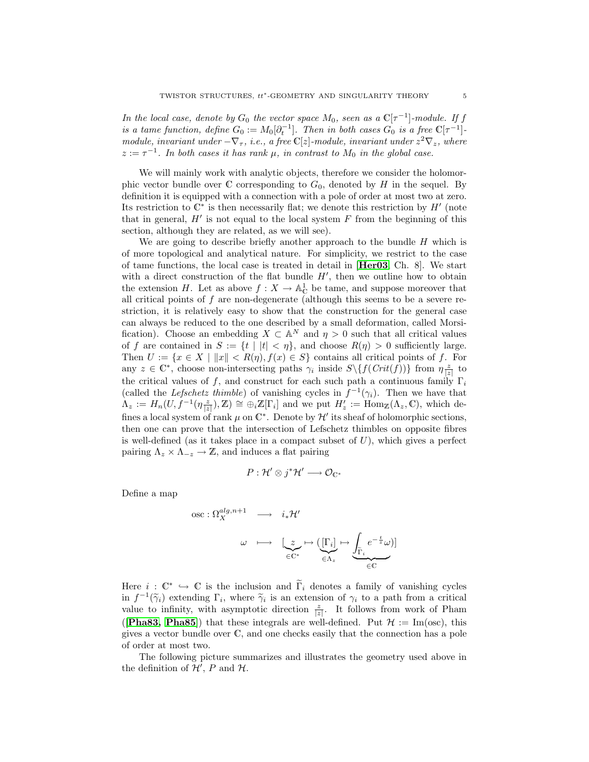*In the local case, denote by $G_0$ the vector space $M_0$, seen as a $\mathbb{C}[\tau^{-1}]$-module. If $f$ is a tame function, define $G_0 := M_0[\partial_t^{-1}]$. Then in both cases $G_0$ is a free $\mathbb{C}[\tau^{-1}]$-module, invariant under $-\nabla_\tau$, i.e., a free $\mathbb{C}[z]$-module, invariant under $z^2\nabla_z$, where $z := \tau^{-1}$. In both cases it has rank $\mu$, in contrast to $M_0$ in the global case.*

We will mainly work with analytic objects, therefore we consider the holomorphic vector bundle over $\mathbb{C}$ corresponding to $G_0$, denoted by $H$ in the sequel. By definition it is equipped with a connection with a pole of order at most two at zero. Its restriction to $\mathbb{C}^*$ is then necessarily flat; we denote this restriction by $H'$ (note that in general, $H'$ is not equal to the local system $F$ from the beginning of this section, although they are related, as we will see).

We are going to describe briefly another approach to the bundle $H$ which is of more topological and analytical nature. For simplicity, we restrict to the case of tame functions, the local case is treated in detail in [**Her03**, Ch. 8]. We start with a direct construction of the flat bundle $H'$, then we outline how to obtain the extension $H$. Let as above $f : X \to \mathbb{A}^1_{\mathbb{C}}$ be tame, and suppose moreover that all critical points of $f$ are non-degenerate (although this seems to be a severe restriction, it is relatively easy to show that the construction for the general case can always be reduced to the one described by a small deformation, called Morsification). Choose an embedding $X \subset \mathbb{A}^N$ and $\eta > 0$ such that all critical values of $f$ are contained in $S := \{t \mid |t| < \eta\}$, and choose $R(\eta) > 0$ sufficiently large. Then $U := \{x \in X \mid \|x\| < R(\eta), f(x) \in S\}$ contains all critical points of $f$. For any $z \in \mathbb{C}^*$, choose non-intersecting paths $\gamma_i$ inside $S \backslash \{f(Crit(f))\}$ from $\eta\frac{z}{|z|}$ to the critical values of $f$, and construct for each such path a continuous family $\Gamma_i$ (called the *Lefschetz thimble*) of vanishing cycles in $f^{-1}(\gamma_i)$. Then we have that $\Lambda_z := H_n(U, f^{-1}(\eta\frac{z}{|z|}), \mathbb{Z}) \cong \oplus_i \mathbb{Z}[\Gamma_i]$ and we put $H'_z := \mathrm{Hom}_{\mathbb{Z}}(\Lambda_z, \mathbb{C})$, which defines a local system of rank $\mu$ on $\mathbb{C}^*$. Denote by $\mathcal{H}'$ its sheaf of holomorphic sections, then one can prove that the intersection of Lefschetz thimbles on opposite fibres is well-defined (as it takes place in a compact subset of $U$), which gives a perfect pairing $\Lambda_z \times \Lambda_{-z} \to \mathbb{Z}$, and induces a flat pairing

$$P : \mathcal{H}' \otimes j^*\mathcal{H}' \longrightarrow \mathcal{O}_{\mathbb{C}^*}$$

Define a map

$$\begin{array}{rcl} \mathrm{osc} : \Omega^{alg,n+1}_X & \longrightarrow & i_*\mathcal{H}' \\ \\ \omega & \longmapsto & [\underbrace{z}_{\in\mathbb{C}^*} \mapsto (\underbrace{[\Gamma_i]}_{\in\Lambda_z} \mapsto \underbrace{\int_{\widetilde{\Gamma}_i} e^{-\frac{t}{z}}\omega}_{\in\mathbb{C}})] \end{array}$$

Here $i : \mathbb{C}^* \hookrightarrow \mathbb{C}$ is the inclusion and $\widetilde{\Gamma}_i$ denotes a family of vanishing cycles in $f^{-1}(\widetilde{\gamma}_i)$ extending $\Gamma_i$, where $\widetilde{\gamma}_i$ is an extension of $\gamma_i$ to a path from a critical value to infinity, with asymptotic direction $\frac{z}{|z|}$. It follows from work of Pham ([**Pha83**, **Pha85**]) that these integrals are well-defined. Put $\mathcal{H} := \mathrm{Im}(\mathrm{osc})$, this gives a vector bundle over $\mathbb{C}$, and one checks easily that the connection has a pole of order at most two.

The following picture summarizes and illustrates the geometry used above in the definition of $\mathcal{H}'$, $P$ and $\mathcal{H}$.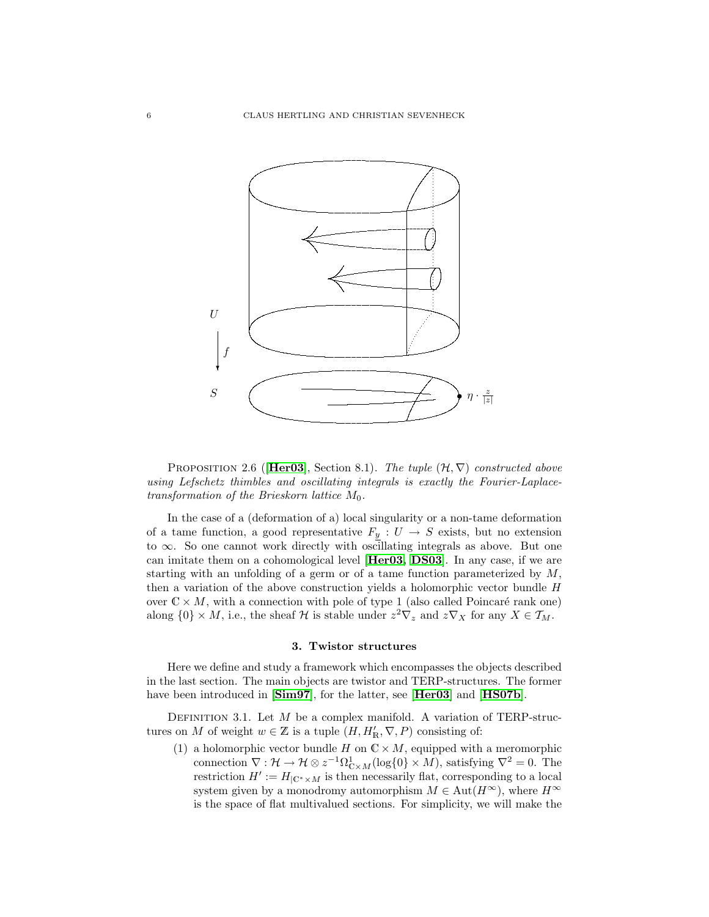Proposition 2.6 ([**Her03**], Section 8.1). *The tuple $(\mathcal{H}, \nabla)$ constructed above using Lefschetz thimbles and oscillating integrals is exactly the Fourier-Laplace-transformation of the Brieskorn lattice $M_0$.*

In the case of a (deformation of a) local singularity or a non-tame deformation of a tame function, a good representative $F_y : U \to S$ exists, but no extension to $\infty$. So one cannot work directly with oscillating integrals as above. But one can imitate them on a cohomological level [**Her03**, **DS03**]. In any case, if we are starting with an unfolding of a germ or of a tame function parameterized by $M$, then a variation of the above construction yields a holomorphic vector bundle $H$ over $\mathbb{C} \times M$, with a connection with pole of type 1 (also called Poincaré rank one) along $\{0\} \times M$, i.e., the sheaf $\mathcal{H}$ is stable under $z^2 \nabla_z$ and $z \nabla_X$ for any $X \in \mathcal{T}_M$.

### 3. Twistor structures

Here we define and study a framework which encompasses the objects described in the last section. The main objects are twistor and TERP-structures. The former have been introduced in [**Sim97**], for the latter, see [**Her03**] and [**HS07b**].

Definition 3.1. Let $M$ be a complex manifold. A variation of TERP-structures on $M$ of weight $w \in \mathbb{Z}$ is a tuple $(H, H'_\mathbb{R}, \nabla, P)$ consisting of:

(1) a holomorphic vector bundle $H$ on $\mathbb{C} \times M$, equipped with a meromorphic connection $\nabla : \mathcal{H} \to \mathcal{H} \otimes z^{-1} \Omega^1_{\mathbb{C} \times M}(\log\{0\} \times M)$, satisfying $\nabla^2 = 0$. The restriction $H' := H_{|\mathbb{C}^* \times M}$ is then necessarily flat, corresponding to a local system given by a monodromy automorphism $M \in \mathrm{Aut}(H^\infty)$, where $H^\infty$ is the space of flat multivalued sections. For simplicity, we will make the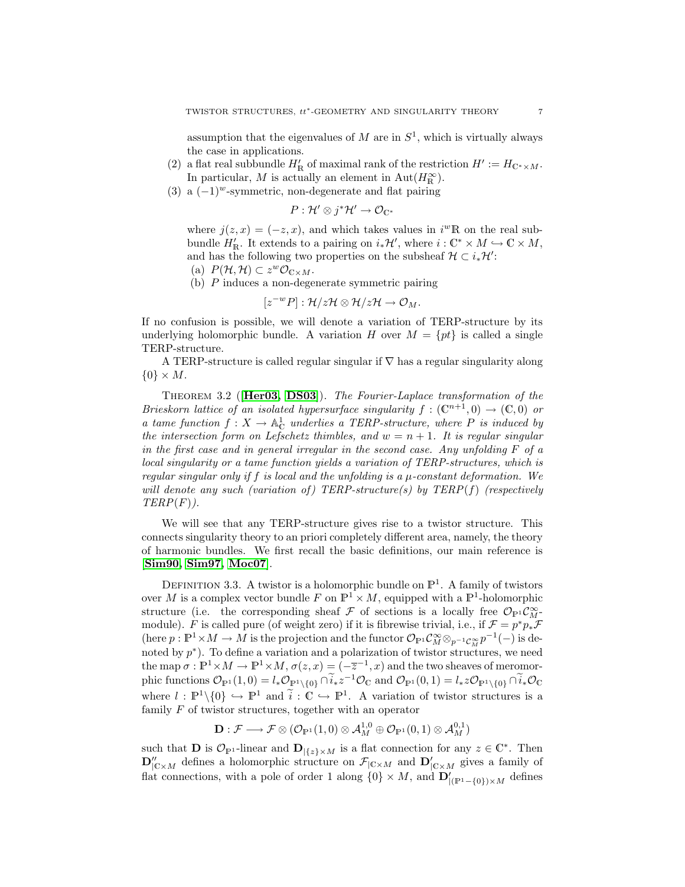assumption that the eigenvalues of $M$ are in $S^1$, which is virtually always the case in applications.

(2) a flat real subbundle $H'_{\mathbb{R}}$ of maximal rank of the restriction $H' := H_{\mathbb{C}^* \times M}$. In particular, $M$ is actually an element in $\mathrm{Aut}(H^\infty_{\mathbb{R}})$.

(3) a $(-1)^w$-symmetric, non-degenerate and flat pairing

$$P : \mathcal{H}' \otimes j^*\mathcal{H}' \to \mathcal{O}_{\mathbb{C}^*}$$

where $j(z,x) = (-z,x)$, and which takes values in $i^w\mathbb{R}$ on the real subbundle $H'_{\mathbb{R}}$. It extends to a pairing on $i_*\mathcal{H}'$, where $i : \mathbb{C}^* \times M \hookrightarrow \mathbb{C} \times M$, and has the following two properties on the subsheaf $\mathcal{H} \subset i_*\mathcal{H}'$:

(a) $P(\mathcal{H},\mathcal{H}) \subset z^w\mathcal{O}_{\mathbb{C}\times M}$.

(b) $P$ induces a non-degenerate symmetric pairing

$$[z^{-w}P] : \mathcal{H}/z\mathcal{H} \otimes \mathcal{H}/z\mathcal{H} \to \mathcal{O}_M.$$

If no confusion is possible, we will denote a variation of TERP-structure by its underlying holomorphic bundle. A variation $H$ over $M = \{pt\}$ is called a single TERP-structure.

A TERP-structure is called regular singular if $\nabla$ has a regular singularity along $\{0\} \times M$.

THEOREM 3.2 (**[Her03, DS03]**). *The Fourier-Laplace transformation of the Brieskorn lattice of an isolated hypersurface singularity $f : (\mathbb{C}^{n+1}, 0) \to (\mathbb{C}, 0)$ or a tame function $f : X \to \mathbb{A}^1_{\mathbb{C}}$ underlies a TERP-structure, where $P$ is induced by the intersection form on Lefschetz thimbles, and $w = n + 1$. It is regular singular in the first case and in general irregular in the second case. Any unfolding $F$ of a local singularity or a tame function yields a variation of TERP-structures, which is regular singular only if $f$ is local and the unfolding is a $\mu$-constant deformation. We will denote any such (variation of) TERP-structure(s) by $TERP(f)$ (respectively $TERP(F)$).*

We will see that any TERP-structure gives rise to a twistor structure. This connects singularity theory to an priori completely different area, namely, the theory of harmonic bundles. We first recall the basic definitions, our main reference is **[Sim90, Sim97, Moc07]**.

DEFINITION 3.3. A twistor is a holomorphic bundle on $\mathbb{P}^1$. A family of twistors over $M$ is a complex vector bundle $F$ on $\mathbb{P}^1 \times M$, equipped with a $\mathbb{P}^1$-holomorphic structure (i.e. the corresponding sheaf $\mathcal{F}$ of sections is a locally free $\mathcal{O}_{\mathbb{P}^1}\mathcal{C}^\infty_M$-module). $F$ is called pure (of weight zero) if it is fibrewise trivial, i.e., if $\mathcal{F} = p^*p_*\mathcal{F}$ (here $p : \mathbb{P}^1 \times M \to M$ is the projection and the functor $\mathcal{O}_{\mathbb{P}^1}\mathcal{C}^\infty_M \otimes_{p^{-1}\mathcal{C}^\infty_M} p^{-1}(-)$ is denoted by $p^*$). To define a variation and a polarization of twistor structures, we need the map $\sigma : \mathbb{P}^1 \times M \to \mathbb{P}^1 \times M$, $\sigma(z,x) = (-\overline{z}^{-1}, x)$ and the two sheaves of meromorphic functions $\mathcal{O}_{\mathbb{P}^1}(1,0) = l_*\mathcal{O}_{\mathbb{P}^1\backslash\{0\}} \cap \widetilde{i}_* z^{-1}\mathcal{O}_{\mathbb{C}}$ and $\mathcal{O}_{\mathbb{P}^1}(0,1) = l_* z\mathcal{O}_{\mathbb{P}^1\backslash\{0\}} \cap \widetilde{i}_*\mathcal{O}_{\mathbb{C}}$ where $l : \mathbb{P}^1\backslash\{0\} \hookrightarrow \mathbb{P}^1$ and $\widetilde{i} : \mathbb{C} \hookrightarrow \mathbb{P}^1$. A variation of twistor structures is a family $F$ of twistor structures, together with an operator

$$\mathbf{D} : \mathcal{F} \longrightarrow \mathcal{F} \otimes (\mathcal{O}_{\mathbb{P}^1}(1,0) \otimes \mathcal{A}^{1,0}_M \oplus \mathcal{O}_{\mathbb{P}^1}(0,1) \otimes \mathcal{A}^{0,1}_M)$$

such that $\mathbf{D}$ is $\mathcal{O}_{\mathbb{P}^1}$-linear and $\mathbf{D}_{|\{z\}\times M}$ is a flat connection for any $z \in \mathbb{C}^*$. Then $\mathbf{D}''_{|\mathbb{C}\times M}$ defines a holomorphic structure on $\mathcal{F}_{|\mathbb{C}\times M}$ and $\mathbf{D}'_{|\mathbb{C}\times M}$ gives a family of flat connections, with a pole of order 1 along $\{0\} \times M$, and $\mathbf{D}'_{|(\mathbb{P}^1-\{0\})\times M}$ defines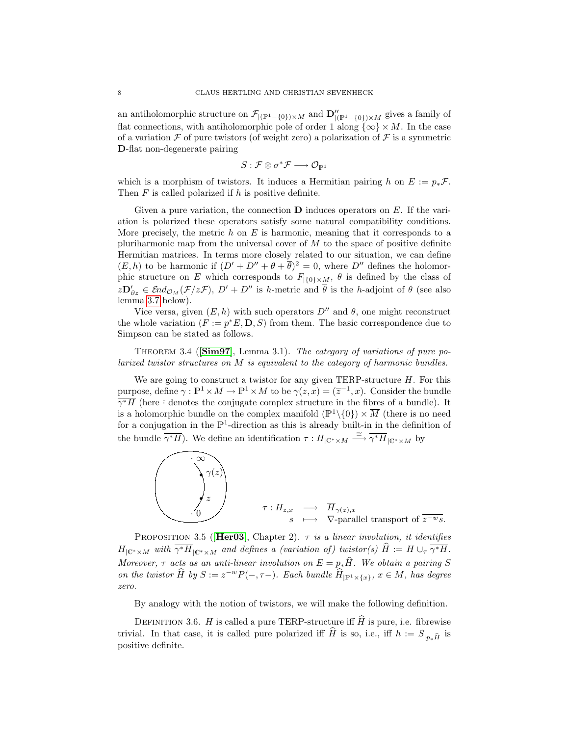an antiholomorphic structure on $\mathcal{F}_{|(\mathbb{P}^1-\{0\})\times M}$ and $\mathbf{D}''_{|(\mathbb{P}^1-\{0\})\times M}$ gives a family of flat connections, with antiholomorphic pole of order 1 along $\{\infty\}\times M$. In the case of a variation $\mathcal{F}$ of pure twistors (of weight zero) a polarization of $\mathcal{F}$ is a symmetric $\mathbf{D}$-flat non-degenerate pairing

$$S:\mathcal{F}\otimes\sigma^*\mathcal{F}\longrightarrow\mathcal{O}_{\mathbb{P}^1}$$

which is a morphism of twistors. It induces a Hermitian pairing $h$ on $E:=p_*\mathcal{F}$. Then $F$ is called polarized if $h$ is positive definite.

Given a pure variation, the connection $\mathbf{D}$ induces operators on $E$. If the variation is polarized these operators satisfy some natural compatibility conditions. More precisely, the metric $h$ on $E$ is harmonic, meaning that it corresponds to a pluriharmonic map from the universal cover of $M$ to the space of positive definite Hermitian matrices. In terms more closely related to our situation, we can define $(E,h)$ to be harmonic if $(D'+D''+\theta+\overline{\theta})^2=0$, where $D''$ defines the holomorphic structure on $E$ which corresponds to $F_{|\{0\}\times M}$, $\theta$ is defined by the class of $z\mathbf{D}'_{\partial z}\in\mathcal{E}nd_{\mathcal{O}_M}(\mathcal{F}/z\mathcal{F})$, $D'+D''$ is $h$-metric and $\overline{\theta}$ is the $h$-adjoint of $\theta$ (see also lemma 3.7 below).

Vice versa, given $(E,h)$ with such operators $D''$ and $\theta$, one might reconstruct the whole variation $(F:=p^*E,\mathbf{D},S)$ from them. The basic correspondence due to Simpson can be stated as follows.

Theorem 3.4 ([**Sim97**], Lemma 3.1). *The category of variations of pure polarized twistor structures on $M$ is equivalent to the category of harmonic bundles.*

We are going to construct a twistor for any given TERP-structure $H$. For this purpose, define $\gamma:\mathbb{P}^1\times M\to\mathbb{P}^1\times M$ to be $\gamma(z,x)=(\overline{z}^{-1},x)$. Consider the bundle $\overline{\gamma^*H}$ (here $\bar{\cdot}$ denotes the conjugate complex structure in the fibres of a bundle). It is a holomorphic bundle on the complex manifold $(\mathbb{P}^1\backslash\{0\})\times\overline{M}$ (there is no need for a conjugation in the $\mathbb{P}^1$-direction as this is already built-in in the definition of the bundle $\overline{\gamma^*H}$). We define an identification $\tau:H_{|\mathbb{C}^*\times M}\xrightarrow{\cong}\overline{\gamma^*H}_{|\mathbb{C}^*\times M}$ by

$$\begin{array}{rccl}\tau: & H_{z,x} & \longrightarrow & \overline{H}_{\gamma(z),x}\\ & s & \longmapsto & \nabla\text{-parallel transport of }\overline{z^{-w}s}.\end{array}$$

Proposition 3.5 ([**Her03**], Chapter 2). *$\tau$ is a linear involution, it identifies $H_{|\mathbb{C}^*\times M}$ with $\overline{\gamma^*H}_{|\mathbb{C}^*\times M}$ and defines a (variation of) twistor(s) $\widehat{H}:=H\cup_\tau\overline{\gamma^*H}$. Moreover, $\tau$ acts as an anti-linear involution on $E=p_*\widehat{H}$. We obtain a pairing $S$ on the twistor $\widehat{H}$ by $S:=z^{-w}P(-,\tau-)$. Each bundle $\widehat{H}_{|\mathbb{P}^1\times\{x\}}$, $x\in M$, has degree zero.*

By analogy with the notion of twistors, we will make the following definition.

Definition 3.6. $H$ is called a pure TERP-structure iff $\widehat{H}$ is pure, i.e. fibrewise trivial. In that case, it is called pure polarized iff $\widehat{H}$ is so, i.e., iff $h:=S_{|p_*\widehat{H}}$ is positive definite.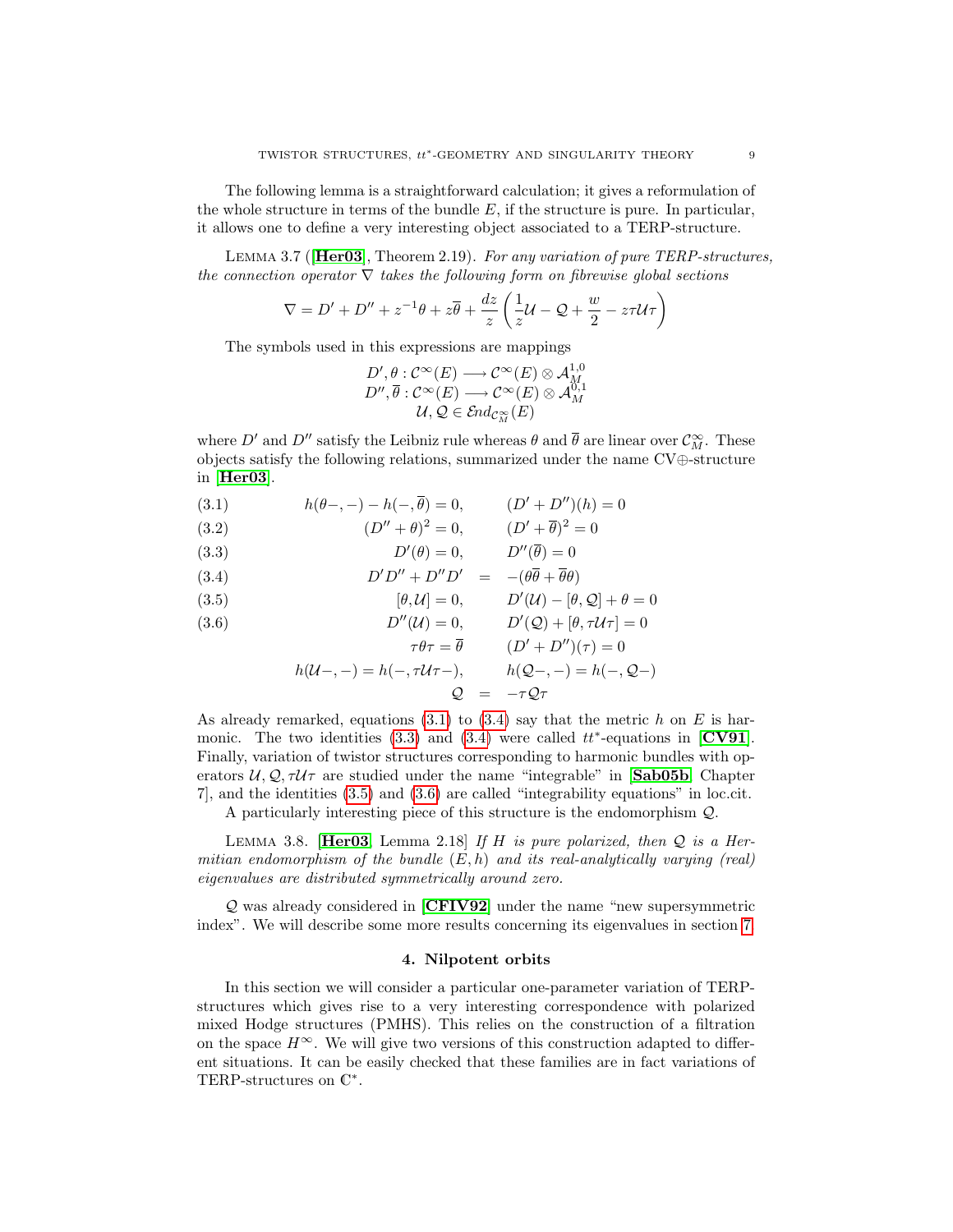The following lemma is a straightforward calculation; it gives a reformulation of the whole structure in terms of the bundle $E$, if the structure is pure. In particular, it allows one to define a very interesting object associated to a TERP-structure.

LEMMA 3.7 ([**Her03**], Theorem 2.19). *For any variation of pure TERP-structures, the connection operator $\nabla$ takes the following form on fibrewise global sections*

$$\nabla = D' + D'' + z^{-1}\theta + z\overline{\theta} + \frac{dz}{z}\left(\frac{1}{z}\mathcal{U} - \mathcal{Q} + \frac{w}{2} - z\tau\mathcal{U}\tau\right)$$

The symbols used in this expressions are mappings

$$\begin{gathered} D', \theta : \mathcal{C}^\infty(E) \longrightarrow \mathcal{C}^\infty(E) \otimes \mathcal{A}^{1,0}_M \\ D'', \overline{\theta} : \mathcal{C}^\infty(E) \longrightarrow \mathcal{C}^\infty(E) \otimes \mathcal{A}^{0,1}_M \\ \mathcal{U}, \mathcal{Q} \in \mathcal{E}nd_{\mathcal{C}^\infty_M}(E) \end{gathered}$$

where $D'$ and $D''$ satisfy the Leibniz rule whereas $\theta$ and $\overline{\theta}$ are linear over $\mathcal{C}^\infty_M$. These objects satisfy the following relations, summarized under the name CV⊕-structure in [**Her03**].

$$h(\theta -, -) - h(-, \overline{\theta}) = 0, \qquad (D' + D'')(h) = 0 \tag{3.1}$$

$$(D'' + \theta)^2 = 0, \qquad (D' + \overline{\theta})^2 = 0 \tag{3.2}$$

$$D'(\theta) = 0, \qquad D''(\overline{\theta}) = 0 \tag{3.3}$$

$$D'D'' + D''D' = -(\theta\overline{\theta} + \overline{\theta}\theta) \tag{3.4}$$

$$[\theta, \mathcal{U}] = 0, \qquad D'(\mathcal{U}) - [\theta, \mathcal{Q}] + \theta = 0 \tag{3.5}$$

$$D''(\mathcal{U}) = 0, \qquad D'(\mathcal{Q}) + [\theta, \tau\mathcal{U}\tau] = 0 \tag{3.6}$$

$$\tau\theta\tau = \overline{\theta} \qquad (D' + D'')(\tau) = 0$$

$$h(\mathcal{U}-, -) = h(-, \tau\mathcal{U}\tau -), \qquad h(\mathcal{Q}-, -) = h(-, \mathcal{Q}-)$$

$$\mathcal{Q} = -\tau\mathcal{Q}\tau$$

As already remarked, equations (3.1) to (3.4) say that the metric $h$ on $E$ is harmonic. The two identities (3.3) and (3.4) were called $tt^*$-equations in [**CV91**]. Finally, variation of twistor structures corresponding to harmonic bundles with operators $\mathcal{U}, \mathcal{Q}, \tau\mathcal{U}\tau$ are studied under the name "integrable" in [**Sab05b**, Chapter 7], and the identities (3.5) and (3.6) are called "integrability equations" in loc.cit.

A particularly interesting piece of this structure is the endomorphism $\mathcal{Q}$.

LEMMA 3.8. [**Her03**, Lemma 2.18] *If $H$ is pure polarized, then $\mathcal{Q}$ is a Hermitian endomorphism of the bundle $(E, h)$ and its real-analytically varying (real) eigenvalues are distributed symmetrically around zero.*

$\mathcal{Q}$ was already considered in [**CFIV92**] under the name "new supersymmetric index". We will describe some more results concerning its eigenvalues in section 7.

## 4. Nilpotent orbits

In this section we will consider a particular one-parameter variation of TERP-structures which gives rise to a very interesting correspondence with polarized mixed Hodge structures (PMHS). This relies on the construction of a filtration on the space $H^\infty$. We will give two versions of this construction adapted to different situations. It can be easily checked that these families are in fact variations of TERP-structures on $\mathbb{C}^*$.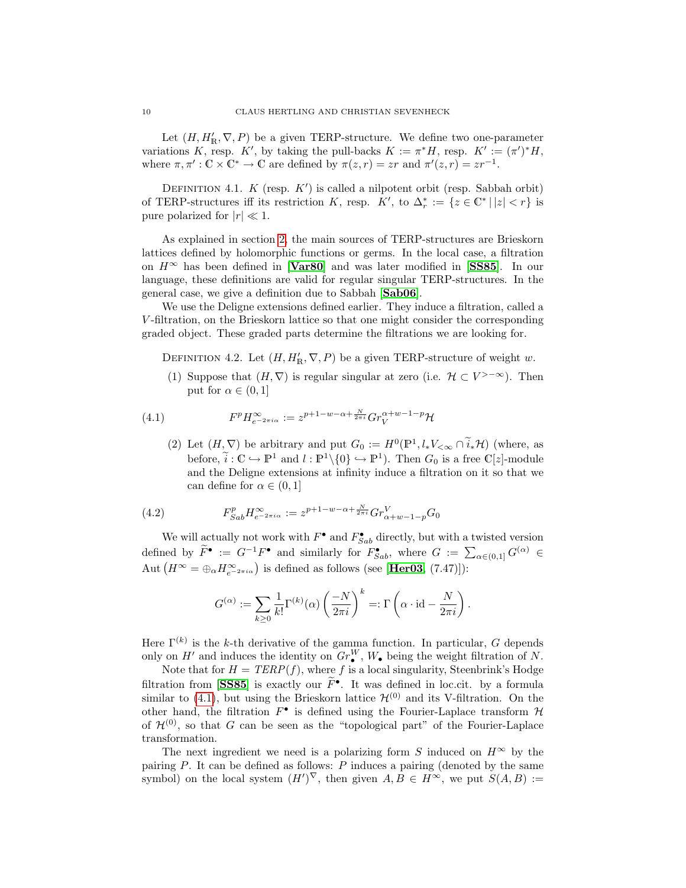Let $(H, H'_{\mathbb{R}}, \nabla, P)$ be a given TERP-structure. We define two one-parameter variations $K$, resp. $K'$, by taking the pull-backs $K := \pi^* H$, resp. $K' := (\pi')^* H$, where $\pi, \pi' : \mathbb{C} \times \mathbb{C}^* \to \mathbb{C}$ are defined by $\pi(z, r) = zr$ and $\pi'(z, r) = zr^{-1}$.

Definition 4.1. $K$ (resp. $K'$) is called a nilpotent orbit (resp. Sabbah orbit) of TERP-structures iff its restriction $K$, resp. $K'$, to $\Delta_r^* := \{z \in \mathbb{C}^* \,|\, |z| < r\}$ is pure polarized for $|r| \ll 1$.

As explained in section 2, the main sources of TERP-structures are Brieskorn lattices defined by holomorphic functions or germs. In the local case, a filtration on $H^\infty$ has been defined in [**Var80**] and was later modified in [**SS85**]. In our language, these definitions are valid for regular singular TERP-structures. In the general case, we give a definition due to Sabbah [**Sab06**].

We use the Deligne extensions defined earlier. They induce a filtration, called a $V$-filtration, on the Brieskorn lattice so that one might consider the corresponding graded object. These graded parts determine the filtrations we are looking for.

Definition 4.2. Let $(H, H'_{\mathbb{R}}, \nabla, P)$ be a given TERP-structure of weight $w$.

(1) Suppose that $(H, \nabla)$ is regular singular at zero (i.e. $\mathcal{H} \subset V^{>-\infty}$). Then put for $\alpha \in (0, 1]$

$$F^p H^\infty_{e^{-2\pi i\alpha}} := z^{p+1-w-\alpha+\frac{N}{2\pi i}} Gr_V^{\alpha+w-1-p} \mathcal{H} \tag{4.1}$$

(2) Let $(H, \nabla)$ be arbitrary and put $G_0 := H^0(\mathbb{P}^1, l_* V_{<\infty} \cap \widetilde{i}_* \mathcal{H})$ (where, as before, $\widetilde{i} : \mathbb{C} \hookrightarrow \mathbb{P}^1$ and $l : \mathbb{P}^1 \backslash \{0\} \hookrightarrow \mathbb{P}^1$). Then $G_0$ is a free $\mathbb{C}[z]$-module and the Deligne extensions at infinity induce a filtration on it so that we can define for $\alpha \in (0, 1]$

$$F^p_{Sab} H^\infty_{e^{-2\pi i\alpha}} := z^{p+1-w-\alpha+\frac{N}{2\pi i}} Gr^V_{\alpha+w-1-p} G_0 \tag{4.2}$$

We will actually not work with $F^\bullet$ and $F^\bullet_{Sab}$ directly, but with a twisted version defined by $\widetilde{F}^\bullet := G^{-1} F^\bullet$ and similarly for $F^\bullet_{Sab}$, where $G := \sum_{\alpha \in (0,1]} G^{(\alpha)} \in \mathrm{Aut}\left(H^\infty = \oplus_\alpha H^\infty_{e^{-2\pi i\alpha}}\right)$ is defined as follows (see [**Her03**, (7.47)]):

$$G^{(\alpha)} := \sum_{k \geq 0} \frac{1}{k!} \Gamma^{(k)}(\alpha) \left(\frac{-N}{2\pi i}\right)^k =: \Gamma\left(\alpha \cdot \mathrm{id} - \frac{N}{2\pi i}\right).$$

Here $\Gamma^{(k)}$ is the $k$-th derivative of the gamma function. In particular, $G$ depends only on $H'$ and induces the identity on $Gr^W_\bullet$, $W_\bullet$ being the weight filtration of $N$.

Note that for $H = TERP(f)$, where $f$ is a local singularity, Steenbrink's Hodge filtration from [**SS85**] is exactly our $\widetilde{F}^\bullet$. It was defined in loc.cit. by a formula similar to (4.1), but using the Brieskorn lattice $\mathcal{H}^{(0)}$ and its V-filtration. On the other hand, the filtration $F^\bullet$ is defined using the Fourier-Laplace transform $\mathcal{H}$ of $\mathcal{H}^{(0)}$, so that $G$ can be seen as the "topological part" of the Fourier-Laplace transformation.

The next ingredient we need is a polarizing form $S$ induced on $H^\infty$ by the pairing $P$. It can be defined as follows: $P$ induces a pairing (denoted by the same symbol) on the local system $(H')^\nabla$, then given $A, B \in H^\infty$, we put $S(A, B) :=$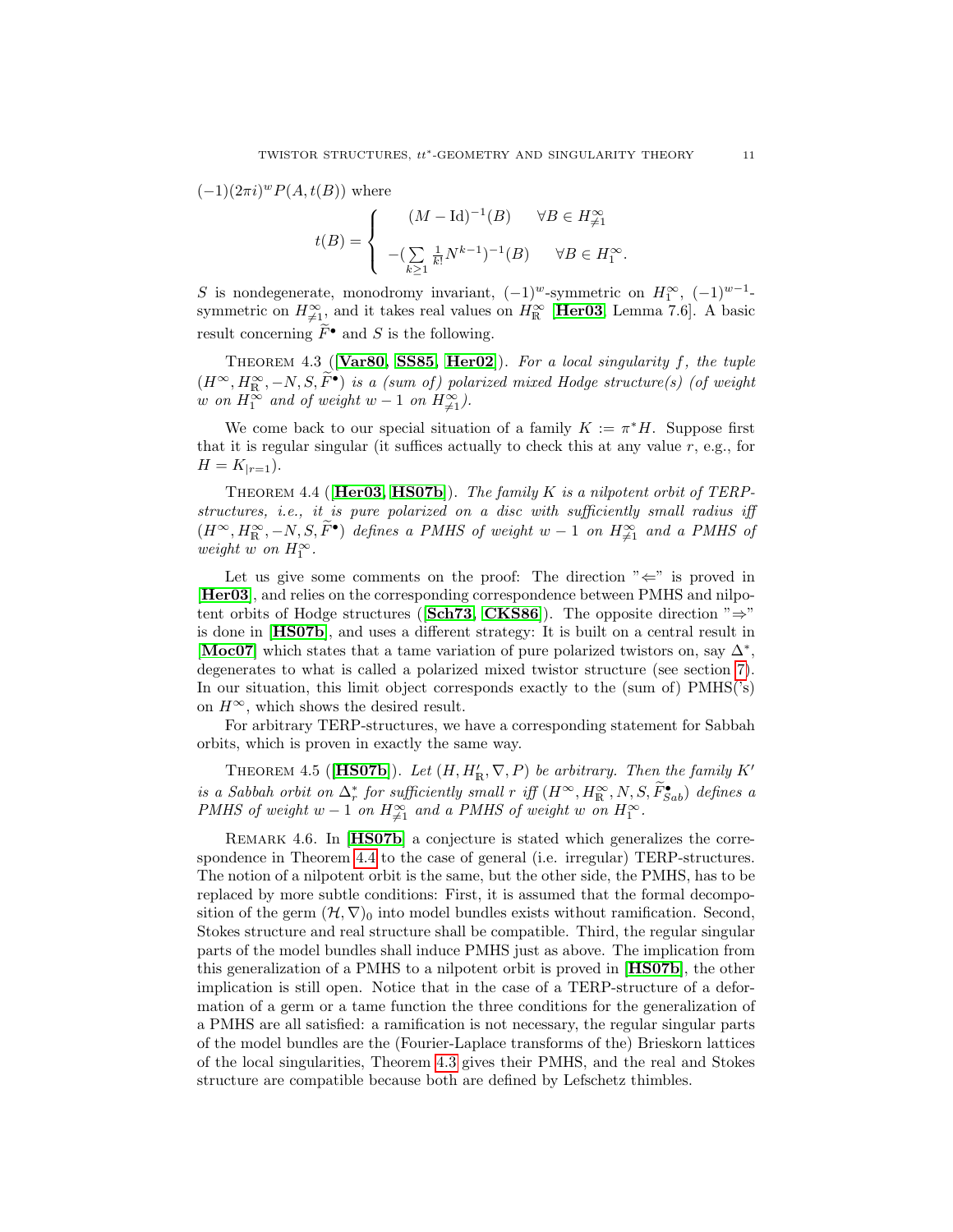$(-1)(2\pi i)^w P(A, t(B))$ where

$$t(B) = \begin{cases} (M - \mathrm{Id})^{-1}(B) & \forall B \in H^\infty_{\neq 1} \\ -(\sum\limits_{k\geq 1} \frac{1}{k!} N^{k-1})^{-1}(B) & \forall B \in H^\infty_1. \end{cases}$$

$S$ is nondegenerate, monodromy invariant, $(-1)^w$-symmetric on $H^\infty_1$, $(-1)^{w-1}$-symmetric on $H^\infty_{\neq 1}$, and it takes real values on $H^\infty_\mathbb{R}$ [**Her03**, Lemma 7.6]. A basic result concerning $\widetilde{F}^\bullet$ and $S$ is the following.

Theorem 4.3 ([**Var80**, **SS85**, **Her02**]). *For a local singularity $f$, the tuple $(H^\infty, H^\infty_\mathbb{R}, -N, S, \widetilde{F}^\bullet)$ is a (sum of) polarized mixed Hodge structure(s) (of weight $w$ on $H^\infty_1$ and of weight $w-1$ on $H^\infty_{\neq 1}$).*

We come back to our special situation of a family $K := \pi^* H$. Suppose first that it is regular singular (it suffices actually to check this at any value $r$, e.g., for $H = K_{|r=1}$).

Theorem 4.4 ([**Her03**, **HS07b**]). *The family $K$ is a nilpotent orbit of TERP-structures, i.e., it is pure polarized on a disc with sufficiently small radius iff $(H^\infty, H^\infty_\mathbb{R}, -N, S, \widetilde{F}^\bullet)$ defines a PMHS of weight $w-1$ on $H^\infty_{\neq 1}$ and a PMHS of weight $w$ on $H^\infty_1$.*

Let us give some comments on the proof: The direction "$\Leftarrow$" is proved in [**Her03**], and relies on the corresponding correspondence between PMHS and nilpotent orbits of Hodge structures ([**Sch73**, **CKS86**]). The opposite direction "$\Rightarrow$" is done in [**HS07b**], and uses a different strategy: It is built on a central result in [**Moc07**] which states that a tame variation of pure polarized twistors on, say $\Delta^*$, degenerates to what is called a polarized mixed twistor structure (see section 7). In our situation, this limit object corresponds exactly to the (sum of) PMHS('s) on $H^\infty$, which shows the desired result.

For arbitrary TERP-structures, we have a corresponding statement for Sabbah orbits, which is proven in exactly the same way.

Theorem 4.5 ([**HS07b**]). *Let $(H, H'_\mathbb{R}, \nabla, P)$ be arbitrary. Then the family $K'$ is a Sabbah orbit on $\Delta^*_r$ for sufficiently small $r$ iff $(H^\infty, H^\infty_\mathbb{R}, N, S, \widetilde{F}^\bullet_{Sab})$ defines a PMHS of weight $w-1$ on $H^\infty_{\neq 1}$ and a PMHS of weight $w$ on $H^\infty_1$.*

Remark 4.6. In [**HS07b**] a conjecture is stated which generalizes the correspondence in Theorem 4.4 to the case of general (i.e. irregular) TERP-structures. The notion of a nilpotent orbit is the same, but the other side, the PMHS, has to be replaced by more subtle conditions: First, it is assumed that the formal decomposition of the germ $(\mathcal{H}, \nabla)_0$ into model bundles exists without ramification. Second, Stokes structure and real structure shall be compatible. Third, the regular singular parts of the model bundles shall induce PMHS just as above. The implication from this generalization of a PMHS to a nilpotent orbit is proved in [**HS07b**], the other implication is still open. Notice that in the case of a TERP-structure of a deformation of a germ or a tame function the three conditions for the generalization of a PMHS are all satisfied: a ramification is not necessary, the regular singular parts of the model bundles are the (Fourier-Laplace transforms of the) Brieskorn lattices of the local singularities, Theorem 4.3 gives their PMHS, and the real and Stokes structure are compatible because both are defined by Lefschetz thimbles.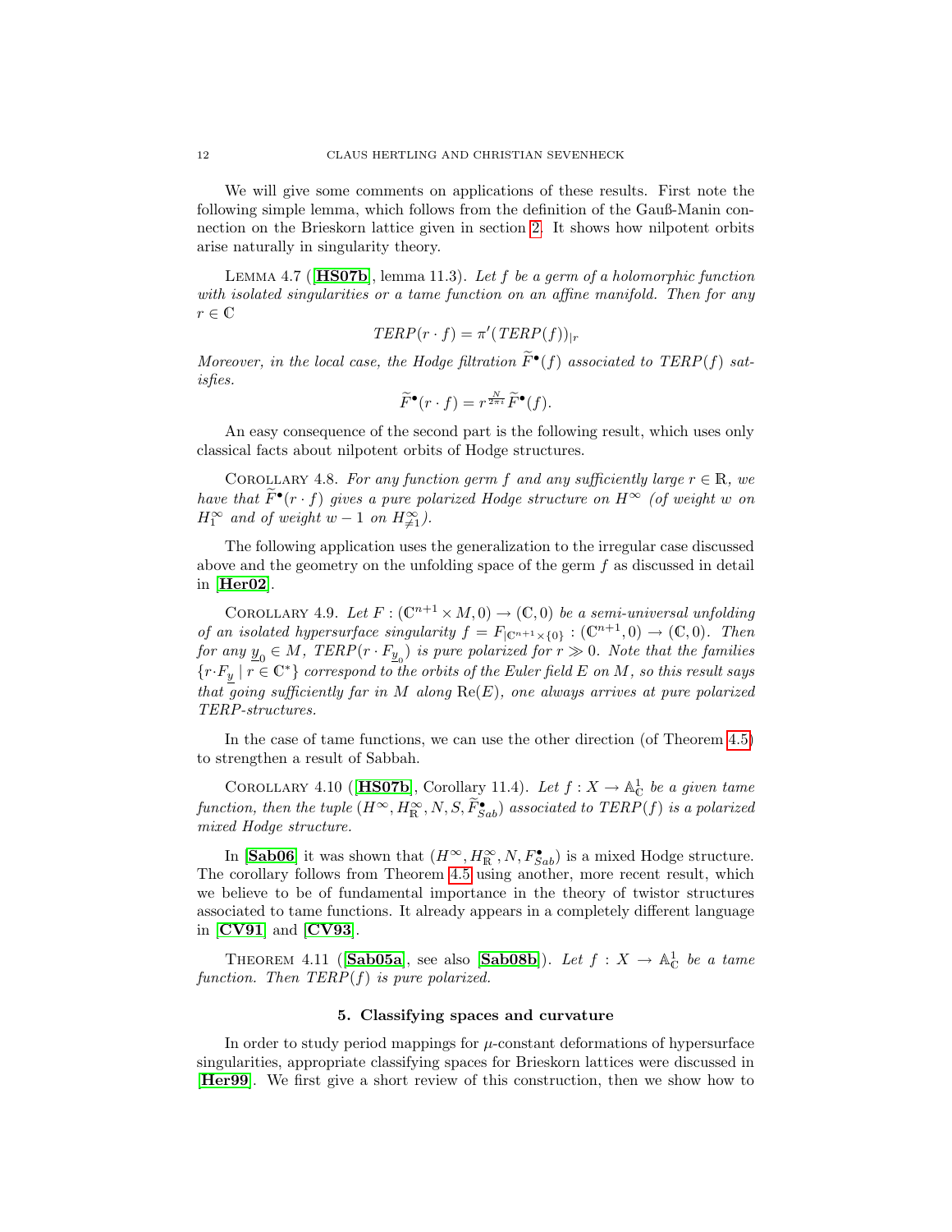We will give some comments on applications of these results. First note the following simple lemma, which follows from the definition of the Gauß-Manin connection on the Brieskorn lattice given in section 2. It shows how nilpotent orbits arise naturally in singularity theory.

Lemma 4.7 (**[HS07b]**, lemma 11.3). *Let $f$ be a germ of a holomorphic function with isolated singularities or a tame function on an affine manifold. Then for any $r \in \mathbb{C}$*

$$TERP(r \cdot f) = \pi'(TERP(f))_{|r}$$

*Moreover, in the local case, the Hodge filtration $\widetilde{F}^{\bullet}(f)$ associated to $TERP(f)$ satisfies.*

$$\widetilde{F}^{\bullet}(r \cdot f) = r^{\frac{N}{2\pi i}} \widetilde{F}^{\bullet}(f).$$

An easy consequence of the second part is the following result, which uses only classical facts about nilpotent orbits of Hodge structures.

Corollary 4.8. *For any function germ $f$ and any sufficiently large $r \in \mathbb{R}$, we have that $\widetilde{F}^{\bullet}(r \cdot f)$ gives a pure polarized Hodge structure on $H^{\infty}$ (of weight $w$ on $H^{\infty}_{1}$ and of weight $w-1$ on $H^{\infty}_{\neq 1}$).*

The following application uses the generalization to the irregular case discussed above and the geometry on the unfolding space of the germ $f$ as discussed in detail in **[Her02]**.

Corollary 4.9. *Let $F : (\mathbb{C}^{n+1} \times M, 0) \to (\mathbb{C}, 0)$ be a semi-universal unfolding of an isolated hypersurface singularity $f = F_{|\mathbb{C}^{n+1} \times \{0\}} : (\mathbb{C}^{n+1}, 0) \to (\mathbb{C}, 0)$. Then for any $\underline{y}_0 \in M$, $TERP(r \cdot F_{\underline{y}_0})$ is pure polarized for $r \gg 0$. Note that the families $\{r \cdot F_{\underline{y}} \mid r \in \mathbb{C}^*\}$ correspond to the orbits of the Euler field $E$ on $M$, so this result says that going sufficiently far in $M$ along $\mathrm{Re}(E)$, one always arrives at pure polarized TERP-structures.*

In the case of tame functions, we can use the other direction (of Theorem 4.5) to strengthen a result of Sabbah.

Corollary 4.10 (**[HS07b]**, Corollary 11.4). *Let $f : X \to \mathbb{A}^1_{\mathbb{C}}$ be a given tame function, then the tuple $(H^{\infty}, H^{\infty}_{\mathbb{R}}, N, S, \widetilde{F}^{\bullet}_{Sab})$ associated to $TERP(f)$ is a polarized mixed Hodge structure.*

In **[Sab06]** it was shown that $(H^{\infty}, H^{\infty}_{\mathbb{R}}, N, F^{\bullet}_{Sab})$ is a mixed Hodge structure. The corollary follows from Theorem 4.5 using another, more recent result, which we believe to be of fundamental importance in the theory of twistor structures associated to tame functions. It already appears in a completely different language in **[CV91]** and **[CV93]**.

Theorem 4.11 (**[Sab05a]**, see also **[Sab08b]**). *Let $f : X \to \mathbb{A}^1_{\mathbb{C}}$ be a tame function. Then $TERP(f)$ is pure polarized.*

## 5. Classifying spaces and curvature

In order to study period mappings for $\mu$-constant deformations of hypersurface singularities, appropriate classifying spaces for Brieskorn lattices were discussed in **[Her99]**. We first give a short review of this construction, then we show how to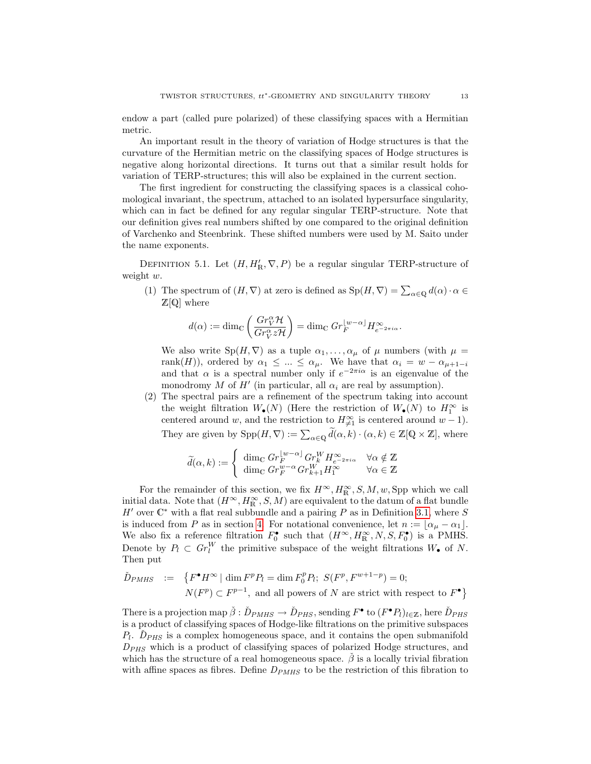endow a part (called pure polarized) of these classifying spaces with a Hermitian metric.

An important result in the theory of variation of Hodge structures is that the curvature of the Hermitian metric on the classifying spaces of Hodge structures is negative along horizontal directions. It turns out that a similar result holds for variation of TERP-structures; this will also be explained in the current section.

The first ingredient for constructing the classifying spaces is a classical cohomological invariant, the spectrum, attached to an isolated hypersurface singularity, which can in fact be defined for any regular singular TERP-structure. Note that our definition gives real numbers shifted by one compared to the original definition of Varchenko and Steenbrink. These shifted numbers were used by M. Saito under the name exponents.

Definition 5.1. Let $(H, H'_{\mathbb{R}}, \nabla, P)$ be a regular singular TERP-structure of weight $w$.

1. The spectrum of $(H,\nabla)$ at zero is defined as $\mathrm{Sp}(H,\nabla) = \sum_{\alpha\in\mathbb{Q}} d(\alpha)\cdot\alpha \in \mathbb{Z}[\mathbb{Q}]$ where
$$d(\alpha) := \dim_{\mathbb{C}}\left(\frac{Gr_V^{\alpha}\mathcal{H}}{Gr_V^{\alpha} z\mathcal{H}}\right) = \dim_{\mathbb{C}} Gr_F^{\lfloor w-\alpha\rfloor} H^{\infty}_{e^{-2\pi i\alpha}}.$$
We also write $\mathrm{Sp}(H,\nabla)$ as a tuple $\alpha_1,\ldots,\alpha_\mu$ of $\mu$ numbers (with $\mu = \mathrm{rank}(H)$), ordered by $\alpha_1 \leq \ldots \leq \alpha_\mu$. We have that $\alpha_i = w - \alpha_{\mu+1-i}$ and that $\alpha$ is a spectral number only if $e^{-2\pi i\alpha}$ is an eigenvalue of the monodromy $M$ of $H'$ (in particular, all $\alpha_i$ are real by assumption).
2. The spectral pairs are a refinement of the spectrum taking into account the weight filtration $W_\bullet(N)$ (Here the restriction of $W_\bullet(N)$ to $H^\infty_1$ is centered around $w$, and the restriction to $H^\infty_{\neq 1}$ is centered around $w-1$). They are given by $\mathrm{Spp}(H,\nabla) := \sum_{\alpha\in\mathbb{Q}} \widetilde{d}(\alpha,k)\cdot(\alpha,k) \in \mathbb{Z}[\mathbb{Q}\times\mathbb{Z}]$, where
$$\widetilde{d}(\alpha,k) := \left\{ \begin{array}{ll} \dim_{\mathbb{C}} Gr_F^{\lfloor w-\alpha\rfloor} Gr_k^W H^\infty_{e^{-2\pi i\alpha}} & \forall \alpha\notin\mathbb{Z} \\ \dim_{\mathbb{C}} Gr_F^{w-\alpha} Gr_{k+1}^W H^\infty_1 & \forall\alpha\in\mathbb{Z} \end{array}\right.$$

For the remainder of this section, we fix $H^\infty, H^\infty_{\mathbb{R}}, S, M, w, \mathrm{Spp}$ which we call initial data. Note that $(H^\infty, H^\infty_{\mathbb{R}}, S, M)$ are equivalent to the datum of a flat bundle $H'$ over $\mathbb{C}^*$ with a flat real subbundle and a pairing $P$ as in Definition 3.1, where $S$ is induced from $P$ as in section 4. For notational convenience, let $n := \lfloor \alpha_\mu - \alpha_1\rfloor$. We also fix a reference filtration $F_0^\bullet$ such that $(H^\infty, H^\infty_{\mathbb{R}}, N, S, F_0^\bullet)$ is a PMHS. Denote by $P_l \subset Gr_l^W$ the primitive subspace of the weight filtrations $W_\bullet$ of $N$. Then put

$$\begin{aligned} \check{D}_{PMHS} \;\; := \;\; & \big\{ F^\bullet H^\infty \mid \dim F^p P_l = \dim F_0^p P_l;\; S(F^p, F^{w+1-p}) = 0; \\ & N(F^p)\subset F^{p-1},\text{ and all powers of } N \text{ are strict with respect to } F^\bullet \big\} \end{aligned}$$

There is a projection map $\check{\beta}: \check{D}_{PMHS} \to \check{D}_{PHS}$, sending $F^\bullet$ to $(F^\bullet P_l)_{l\in\mathbb{Z}}$, here $\check{D}_{PHS}$ is a product of classifying spaces of Hodge-like filtrations on the primitive subspaces $P_l$. $\check{D}_{PHS}$ is a complex homogeneous space, and it contains the open submanifold $D_{PHS}$ which is a product of classifying spaces of polarized Hodge structures, and which has the structure of a real homogeneous space. $\check{\beta}$ is a locally trivial fibration with affine spaces as fibres. Define $D_{PMHS}$ to be the restriction of this fibration to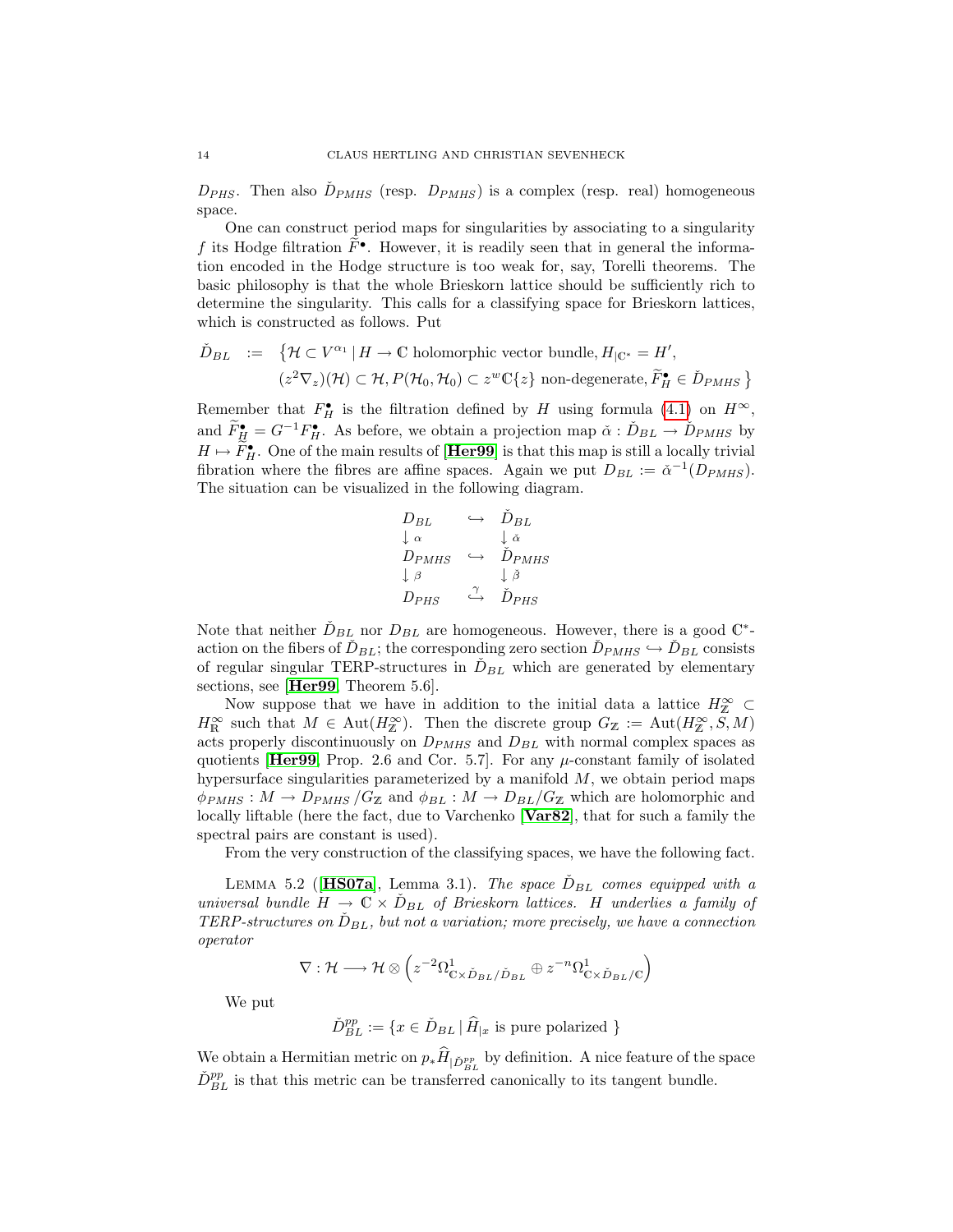$D_{PHS}$. Then also $\check{D}_{PMHS}$ (resp. $D_{PMHS}$) is a complex (resp. real) homogeneous space.

One can construct period maps for singularities by associating to a singularity $f$ its Hodge filtration $\widetilde{F}^\bullet$. However, it is readily seen that in general the information encoded in the Hodge structure is too weak for, say, Torelli theorems. The basic philosophy is that the whole Brieskorn lattice should be sufficiently rich to determine the singularity. This calls for a classifying space for Brieskorn lattices, which is constructed as follows. Put

$$
\begin{aligned}
\check{D}_{BL} \;:=\; & \big\{\mathcal{H} \subset V^{\alpha_1} \,|\, H \to \mathbb{C} \text{ holomorphic vector bundle}, H_{|\mathbb{C}^*} = H', \\
& (z^2\nabla_z)(\mathcal{H}) \subset \mathcal{H}, P(\mathcal{H}_0, \mathcal{H}_0) \subset z^w\mathbb{C}\{z\} \text{ non-degenerate}, \widetilde{F}^\bullet_H \in \check{D}_{PMHS}\big\}
\end{aligned}
$$

Remember that $F^\bullet_H$ is the filtration defined by $H$ using formula (4.1) on $H^\infty$, and $\widetilde{F}^\bullet_{\underline{H}} = G^{-1}F^\bullet_H$. As before, we obtain a projection map $\check{\alpha} : \check{D}_{BL} \to \check{D}_{PMHS}$ by $H \mapsto \widetilde{F}^\bullet_H$. One of the main results of [**Her99**] is that this map is still a locally trivial fibration where the fibres are affine spaces. Again we put $D_{BL} := \check{\alpha}^{-1}(D_{PMHS})$. The situation can be visualized in the following diagram.

$$
\begin{array}{ccc}
D_{BL} & \hookrightarrow & \check{D}_{BL} \\
\downarrow \alpha & & \downarrow \check{\alpha} \\
D_{PMHS} & \hookrightarrow & \check{D}_{PMHS} \\
\downarrow \beta & & \downarrow \check{\beta} \\
D_{PHS} & \overset{\gamma}{\hookrightarrow} & \check{D}_{PHS}
\end{array}
$$

Note that neither $\check{D}_{BL}$ nor $D_{BL}$ are homogeneous. However, there is a good $\mathbb{C}^*$-action on the fibers of $\check{D}_{BL}$; the corresponding zero section $\check{D}_{PMHS} \hookrightarrow \check{D}_{BL}$ consists of regular singular TERP-structures in $\check{D}_{BL}$ which are generated by elementary sections, see [**Her99**, Theorem 5.6].

Now suppose that we have in addition to the initial data a lattice $H^\infty_\mathbb{Z} \subset H^\infty_\mathbb{R}$ such that $M \in \mathrm{Aut}(H^\infty_\mathbb{Z})$. Then the discrete group $G_\mathbb{Z} := \mathrm{Aut}(H^\infty_\mathbb{Z}, S, M)$ acts properly discontinuously on $D_{PMHS}$ and $D_{BL}$ with normal complex spaces as quotients [**Her99**, Prop. 2.6 and Cor. 5.7]. For any $\mu$-constant family of isolated hypersurface singularities parameterized by a manifold $M$, we obtain period maps $\phi_{PMHS} : M \to D_{PMHS}/G_\mathbb{Z}$ and $\phi_{BL} : M \to D_{BL}/G_\mathbb{Z}$ which are holomorphic and locally liftable (here the fact, due to Varchenko [**Var82**], that for such a family the spectral pairs are constant is used).

From the very construction of the classifying spaces, we have the following fact.

Lemma 5.2 ([**HS07a**], Lemma 3.1). *The space $\check{D}_{BL}$ comes equipped with a universal bundle $H \to \mathbb{C} \times \check{D}_{BL}$ of Brieskorn lattices. $H$ underlies a family of TERP-structures on $\check{D}_{BL}$, but not a variation; more precisely, we have a connection operator*

$$
\nabla : \mathcal{H} \longrightarrow \mathcal{H} \otimes \left(z^{-2}\Omega^1_{\mathbb{C}\times\check{D}_{BL}/\check{D}_{BL}} \oplus z^{-n}\Omega^1_{\mathbb{C}\times\check{D}_{BL}/\mathbb{C}}\right)
$$

We put

$$
\check{D}^{pp}_{BL} := \{x \in \check{D}_{BL} \,|\, \widehat{H}_{|x} \text{ is pure polarized }\}
$$

We obtain a Hermitian metric on $p_*\widehat{H}_{|\check{D}^{pp}_{BL}}$ by definition. A nice feature of the space $\check{D}^{pp}_{BL}$ is that this metric can be transferred canonically to its tangent bundle.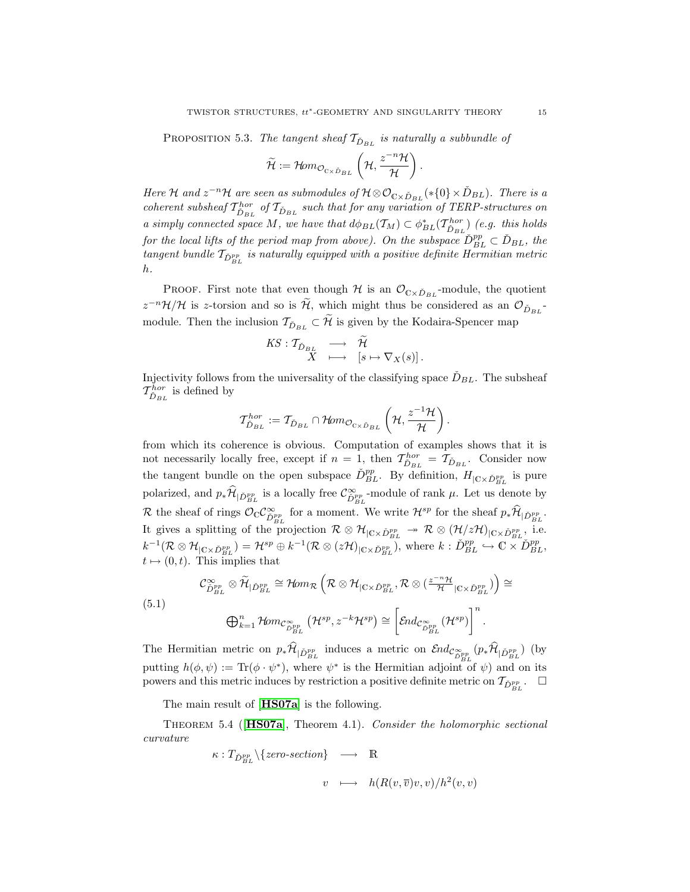PROPOSITION 5.3. *The tangent sheaf $\mathcal{T}_{\check{D}_{BL}}$ is naturally a subbundle of*

$$\widetilde{\mathcal{H}} := \mathcal{H}om_{\mathcal{O}_{\mathbb{C}\times\check{D}_{BL}}}\left(\mathcal{H}, \frac{z^{-n}\mathcal{H}}{\mathcal{H}}\right).$$

*Here $\mathcal{H}$ and $z^{-n}\mathcal{H}$ are seen as submodules of $\mathcal{H}\otimes\mathcal{O}_{\mathbb{C}\times\check{D}_{BL}}(*\{0\}\times\check{D}_{BL})$. There is a coherent subsheaf $\mathcal{T}^{hor}_{\check{D}_{BL}}$ of $\mathcal{T}_{\check{D}_{BL}}$ such that for any variation of TERP-structures on a simply connected space $M$, we have that $d\phi_{BL}(\mathcal{T}_M)\subset\phi^*_{BL}(\mathcal{T}^{hor}_{\check{D}_{BL}})$ (e.g. this holds for the local lifts of the period map from above). On the subspace $\check{D}^{pp}_{BL}\subset\check{D}_{BL}$, the tangent bundle $\mathcal{T}_{\check{D}^{pp}_{BL}}$ is naturally equipped with a positive definite Hermitian metric $h$.*

PROOF. First note that even though $\mathcal{H}$ is an $\mathcal{O}_{\mathbb{C}\times\check{D}_{BL}}$-module, the quotient $z^{-n}\mathcal{H}/\mathcal{H}$ is $z$-torsion and so is $\widetilde{\mathcal{H}}$, which might thus be considered as an $\mathcal{O}_{\check{D}_{BL}}$-module. Then the inclusion $\mathcal{T}_{\check{D}_{BL}}\subset\widetilde{\mathcal{H}}$ is given by the Kodaira-Spencer map

$$\begin{array}{rcl} KS:\mathcal{T}_{\check{D}_{BL}} & \longrightarrow & \widetilde{\mathcal{H}} \\ X & \longmapsto & [s\mapsto\nabla_X(s)]. \end{array}$$

Injectivity follows from the universality of the classifying space $\check{D}_{BL}$. The subsheaf $\mathcal{T}^{hor}_{\check{D}_{BL}}$ is defined by

$$\mathcal{T}^{hor}_{\check{D}_{BL}} := \mathcal{T}_{\check{D}_{BL}}\cap\mathcal{H}om_{\mathcal{O}_{\mathbb{C}\times\check{D}_{BL}}}\left(\mathcal{H},\frac{z^{-1}\mathcal{H}}{\mathcal{H}}\right).$$

from which its coherence is obvious. Computation of examples shows that it is not necessarily locally free, except if $n=1$, then $\mathcal{T}^{hor}_{\check{D}_{BL}}=\mathcal{T}_{\check{D}_{BL}}$. Consider now the tangent bundle on the open subspace $\check{D}^{pp}_{BL}$. By definition, $H_{|\mathbb{C}\times\check{D}^{pp}_{BL}}$ is pure polarized, and $p_*\widehat{\mathcal{H}}_{|\check{D}^{pp}_{BL}}$ is a locally free $\mathcal{C}^\infty_{\check{D}^{pp}_{BL}}$-module of rank $\mu$. Let us denote by $\mathcal{R}$ the sheaf of rings $\mathcal{O}_{\mathbb{C}}\mathcal{C}^\infty_{\check{D}^{pp}_{BL}}$ for a moment. We write $\mathcal{H}^{sp}$ for the sheaf $p_*\widehat{\mathcal{H}}_{|\check{D}^{pp}_{BL}}$. It gives a splitting of the projection $\mathcal{R}\otimes\mathcal{H}_{|\mathbb{C}\times\check{D}^{pp}_{BL}}\twoheadrightarrow\mathcal{R}\otimes(\mathcal{H}/z\mathcal{H})_{|\mathbb{C}\times\check{D}^{pp}_{BL}}$, i.e. $k^{-1}(\mathcal{R}\otimes\mathcal{H}_{|\mathbb{C}\times\check{D}^{pp}_{BL}})=\mathcal{H}^{sp}\oplus k^{-1}(\mathcal{R}\otimes(z\mathcal{H})_{|\mathbb{C}\times\check{D}^{pp}_{BL}})$, where $k:\check{D}^{pp}_{BL}\hookrightarrow\mathbb{C}\times\check{D}^{pp}_{BL}$, $t\mapsto(0,t)$. This implies that

$$\begin{aligned} \mathcal{C}^\infty_{\check{D}^{pp}_{BL}}\otimes\widetilde{\mathcal{H}}_{|\check{D}^{pp}_{BL}} &\cong \mathcal{H}om_{\mathcal{R}}\left(\mathcal{R}\otimes\mathcal{H}_{|\mathbb{C}\times\check{D}^{pp}_{BL}},\mathcal{R}\otimes(\tfrac{z^{-n}\mathcal{H}}{\mathcal{H}}{}_{|\mathbb{C}\times\check{D}^{pp}_{BL}})\right)\cong \\ &\bigoplus_{k=1}^n\mathcal{H}om_{\mathcal{C}^\infty_{\check{D}^{pp}_{BL}}}\left(\mathcal{H}^{sp},z^{-k}\mathcal{H}^{sp}\right)\cong\left[\mathcal{E}nd_{\mathcal{C}^\infty_{\check{D}^{pp}_{BL}}}(\mathcal{H}^{sp})\right]^n. \end{aligned} \tag{5.1}$$

The Hermitian metric on $p_*\widehat{\mathcal{H}}_{|\check{D}^{pp}_{BL}}$ induces a metric on $\mathcal{E}nd_{\mathcal{C}^\infty_{\check{D}^{pp}_{BL}}}(p_*\widehat{\mathcal{H}}_{|\check{D}^{pp}_{BL}})$ (by putting $h(\phi,\psi):=\mathrm{Tr}(\phi\cdot\psi^*)$, where $\psi^*$ is the Hermitian adjoint of $\psi$) and on its powers and this metric induces by restriction a positive definite metric on $\mathcal{T}_{\check{D}^{pp}_{BL}}$. $\square$

The main result of [**HS07a**] is the following.

THEOREM 5.4 ([**HS07a**], Theorem 4.1). *Consider the holomorphic sectional curvature*

$$\begin{array}{rcl} \kappa: T_{\check{D}^{pp}_{BL}}\backslash\{\text{zero-section}\} & \longrightarrow & \mathbb{R} \\ v & \longmapsto & h(R(v,\overline{v})v,v)/h^2(v,v) \end{array}$$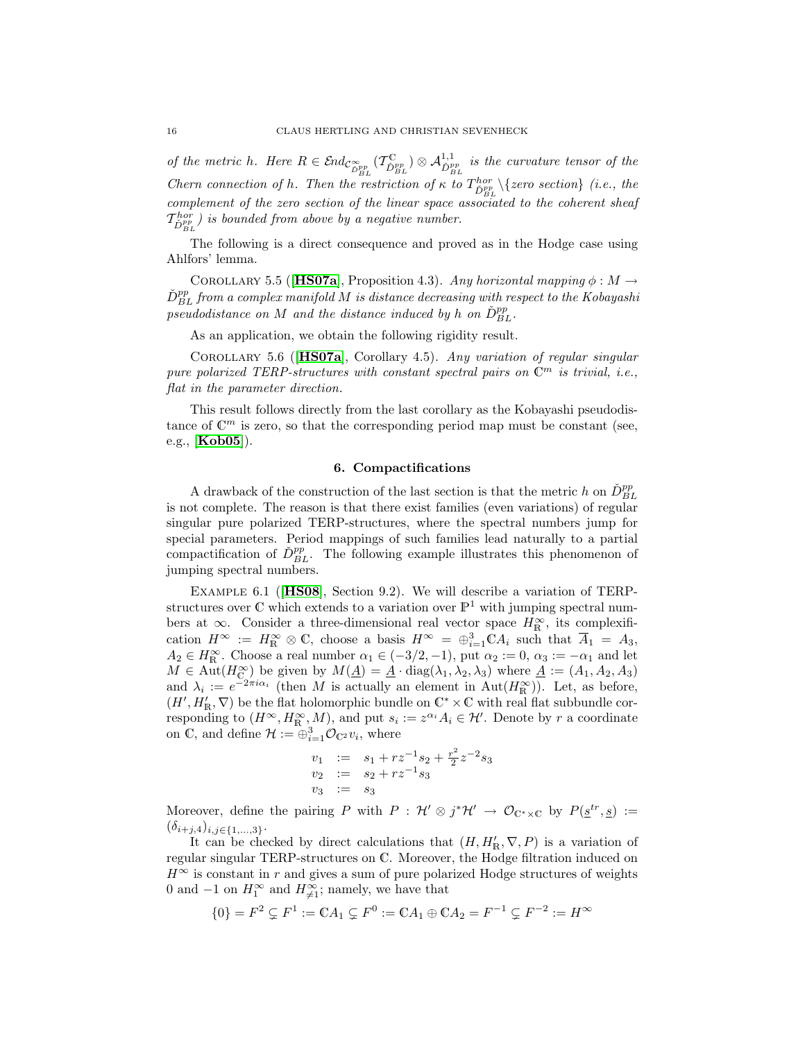*of the metric $h$. Here $R \in \mathcal{E}nd_{\mathcal{C}^\infty_{\check{D}^{pp}_{BL}}}(\mathcal{T}^{\mathbb{C}}_{\check{D}^{pp}_{BL}}) \otimes \mathcal{A}^{1,1}_{\check{D}^{pp}_{BL}}$ is the curvature tensor of the Chern connection of $h$. Then the restriction of $\kappa$ to $T^{hor}_{\check{D}^{pp}_{BL}} \backslash \{zero\ section\}$ (i.e., the complement of the zero section of the linear space associated to the coherent sheaf $\mathcal{T}^{hor}_{\check{D}^{pp}_{BL}}$) is bounded from above by a negative number.*

The following is a direct consequence and proved as in the Hodge case using Ahlfors' lemma.

Corollary 5.5 ([**HS07a**], Proposition 4.3). *Any horizontal mapping $\phi : M \to \check{D}^{pp}_{BL}$ from a complex manifold $M$ is distance decreasing with respect to the Kobayashi pseudodistance on $M$ and the distance induced by $h$ on $\check{D}^{pp}_{BL}$.*

As an application, we obtain the following rigidity result.

Corollary 5.6 ([**HS07a**], Corollary 4.5). *Any variation of regular singular pure polarized TERP-structures with constant spectral pairs on $\mathbb{C}^m$ is trivial, i.e., flat in the parameter direction.*

This result follows directly from the last corollary as the Kobayashi pseudodistance of $\mathbb{C}^m$ is zero, so that the corresponding period map must be constant (see, e.g., [**Kob05**]).

## 6. Compactifications

A drawback of the construction of the last section is that the metric $h$ on $\check{D}^{pp}_{BL}$ is not complete. The reason is that there exist families (even variations) of regular singular pure polarized TERP-structures, where the spectral numbers jump for special parameters. Period mappings of such families lead naturally to a partial compactification of $\check{D}^{pp}_{BL}$. The following example illustrates this phenomenon of jumping spectral numbers.

Example 6.1 ([**HS08**], Section 9.2). We will describe a variation of TERP-structures over $\mathbb{C}$ which extends to a variation over $\mathbb{P}^1$ with jumping spectral numbers at $\infty$. Consider a three-dimensional real vector space $H^\infty_\mathbb{R}$, its complexification $H^\infty := H^\infty_\mathbb{R} \otimes \mathbb{C}$, choose a basis $H^\infty = \oplus_{i=1}^3 \mathbb{C}A_i$ such that $\overline{A}_1 = A_3$, $A_2 \in H^\infty_\mathbb{R}$. Choose a real number $\alpha_1 \in (-3/2, -1)$, put $\alpha_2 := 0$, $\alpha_3 := -\alpha_1$ and let $M \in \mathrm{Aut}(H^\infty_\mathbb{C})$ be given by $M(\underline{A}) = \underline{A} \cdot \mathrm{diag}(\lambda_1, \lambda_2, \lambda_3)$ where $\underline{A} := (A_1, A_2, A_3)$ and $\lambda_i := e^{-2\pi i \alpha_i}$ (then $M$ is actually an element in $\mathrm{Aut}(H^\infty_\mathbb{R})$). Let, as before, $(H', H'_\mathbb{R}, \nabla)$ be the flat holomorphic bundle on $\mathbb{C}^* \times \mathbb{C}$ with real flat subbundle corresponding to $(H^\infty, H^\infty_\mathbb{R}, M)$, and put $s_i := z^{\alpha_i} A_i \in \mathcal{H}'$. Denote by $r$ a coordinate on $\mathbb{C}$, and define $\mathcal{H} := \oplus_{i=1}^3 \mathcal{O}_{\mathbb{C}^2} v_i$, where

$$
\begin{aligned}
v_1 &:= s_1 + r z^{-1} s_2 + \tfrac{r^2}{2} z^{-2} s_3 \\
v_2 &:= s_2 + r z^{-1} s_3 \\
v_3 &:= s_3
\end{aligned}
$$

Moreover, define the pairing $P$ with $P : \mathcal{H}' \otimes j^*\mathcal{H}' \to \mathcal{O}_{\mathbb{C}^* \times \mathbb{C}}$ by $P(\underline{s}^{tr}, \underline{s}) := (\delta_{i+j,4})_{i,j \in \{1,\ldots,3\}}$.

It can be checked by direct calculations that $(H, H'_\mathbb{R}, \nabla, P)$ is a variation of regular singular TERP-structures on $\mathbb{C}$. Moreover, the Hodge filtration induced on $H^\infty$ is constant in $r$ and gives a sum of pure polarized Hodge structures of weights $0$ and $-1$ on $H^\infty_1$ and $H^\infty_{\neq 1}$; namely, we have that

$$
\{0\} = F^2 \subsetneq F^1 := \mathbb{C}A_1 \subsetneq F^0 := \mathbb{C}A_1 \oplus \mathbb{C}A_2 = F^{-1} \subsetneq F^{-2} := H^\infty
$$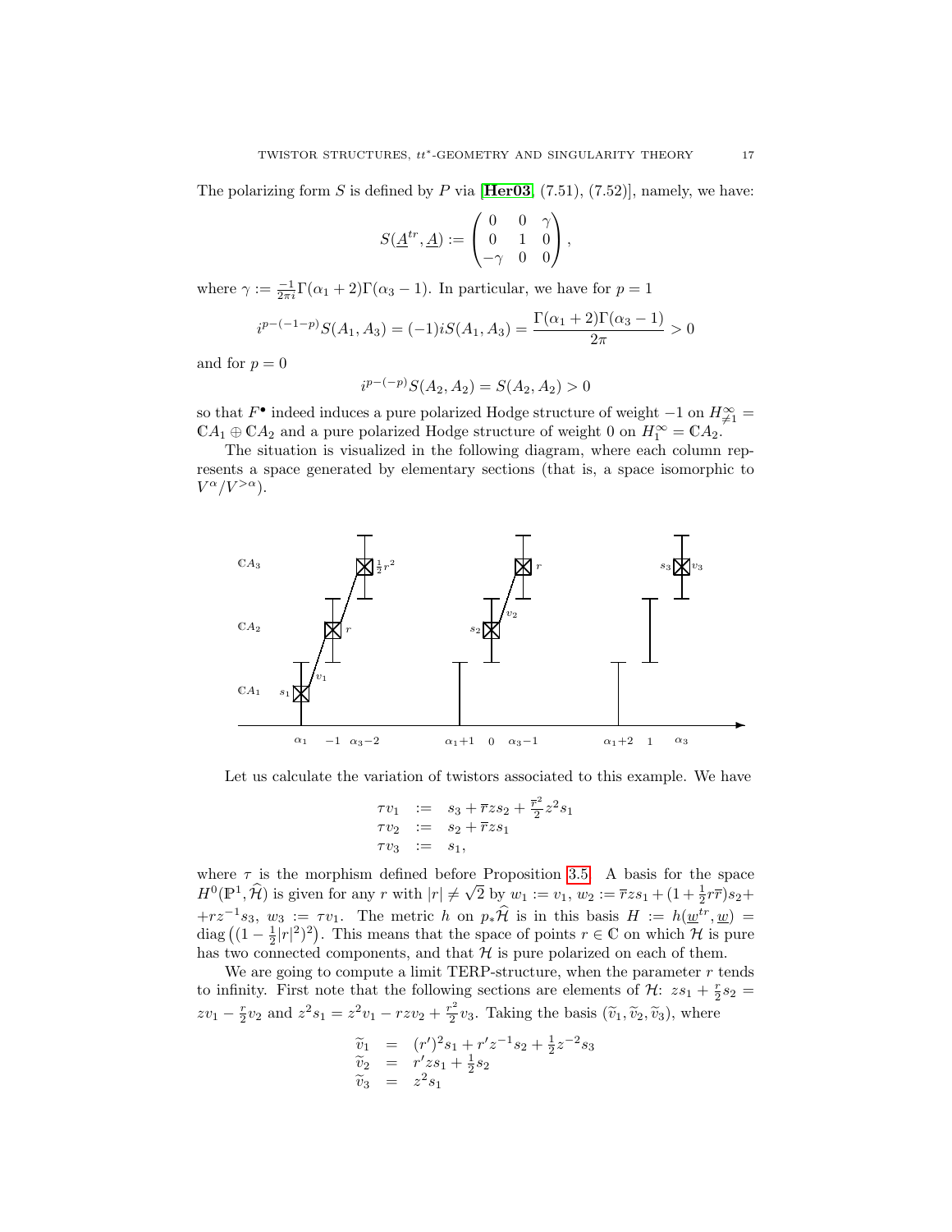The polarizing form $S$ is defined by $P$ via [**Her03**, (7.51), (7.52)], namely, we have:

$$S(\underline{A}^{tr}, \underline{A}) := \begin{pmatrix} 0 & 0 & \gamma \\ 0 & 1 & 0 \\ -\gamma & 0 & 0 \end{pmatrix},$$

where $\gamma := \frac{-1}{2\pi i}\Gamma(\alpha_1+2)\Gamma(\alpha_3-1)$. In particular, we have for $p=1$

$$i^{p-(-1-p)}S(A_1, A_3) = (-1)iS(A_1, A_3) = \frac{\Gamma(\alpha_1+2)\Gamma(\alpha_3-1)}{2\pi} > 0$$

and for $p=0$

$$i^{p-(-p)}S(A_2, A_2) = S(A_2, A_2) > 0$$

so that $F^\bullet$ indeed induces a pure polarized Hodge structure of weight $-1$ on $H^\infty_{\neq 1} = \mathbb{C}A_1 \oplus \mathbb{C}A_2$ and a pure polarized Hodge structure of weight $0$ on $H^\infty_1 = \mathbb{C}A_2$.

The situation is visualized in the following diagram, where each column represents a space generated by elementary sections (that is, a space isomorphic to $V^\alpha/V^{>\alpha}$).

Let us calculate the variation of twistors associated to this example. We have

$$\begin{aligned} \tau v_1 &:= s_3 + \overline{r}zs_2 + \tfrac{\overline{r}^2}{2}z^2 s_1 \\ \tau v_2 &:= s_2 + \overline{r}zs_1 \\ \tau v_3 &:= s_1, \end{aligned}$$

where $\tau$ is the morphism defined before Proposition 3.5. A basis for the space $H^0(\mathbb{P}^1, \widehat{\mathcal{H}})$ is given for any $r$ with $|r| \neq \sqrt{2}$ by $w_1 := v_1$, $w_2 := \overline{r}zs_1 + (1+\frac{1}{2}r\overline{r})s_2 + rz^{-1}s_3$, $w_3 := \tau v_1$. The metric $h$ on $p_*\widehat{\mathcal{H}}$ is in this basis $H := h(\underline{w}^{tr}, \underline{w}) = \operatorname{diag}\left((1-\frac{1}{2}|r|^2)^2\right)$. This means that the space of points $r \in \mathbb{C}$ on which $\mathcal{H}$ is pure has two connected components, and that $\mathcal{H}$ is pure polarized on each of them.

We are going to compute a limit TERP-structure, when the parameter $r$ tends to infinity. First note that the following sections are elements of $\mathcal{H}$: $zs_1 + \frac{r}{2}s_2 = zv_1 - \frac{r}{2}v_2$ and $z^2 s_1 = z^2 v_1 - rzv_2 + \frac{r^2}{2}v_3$. Taking the basis $(\widetilde{v}_1, \widetilde{v}_2, \widetilde{v}_3)$, where

$$\begin{aligned} \widetilde{v}_1 &= (r')^2 s_1 + r'z^{-1}s_2 + \tfrac{1}{2}z^{-2}s_3 \\ \widetilde{v}_2 &= r'zs_1 + \tfrac{1}{2}s_2 \\ \widetilde{v}_3 &= z^2 s_1 \end{aligned}$$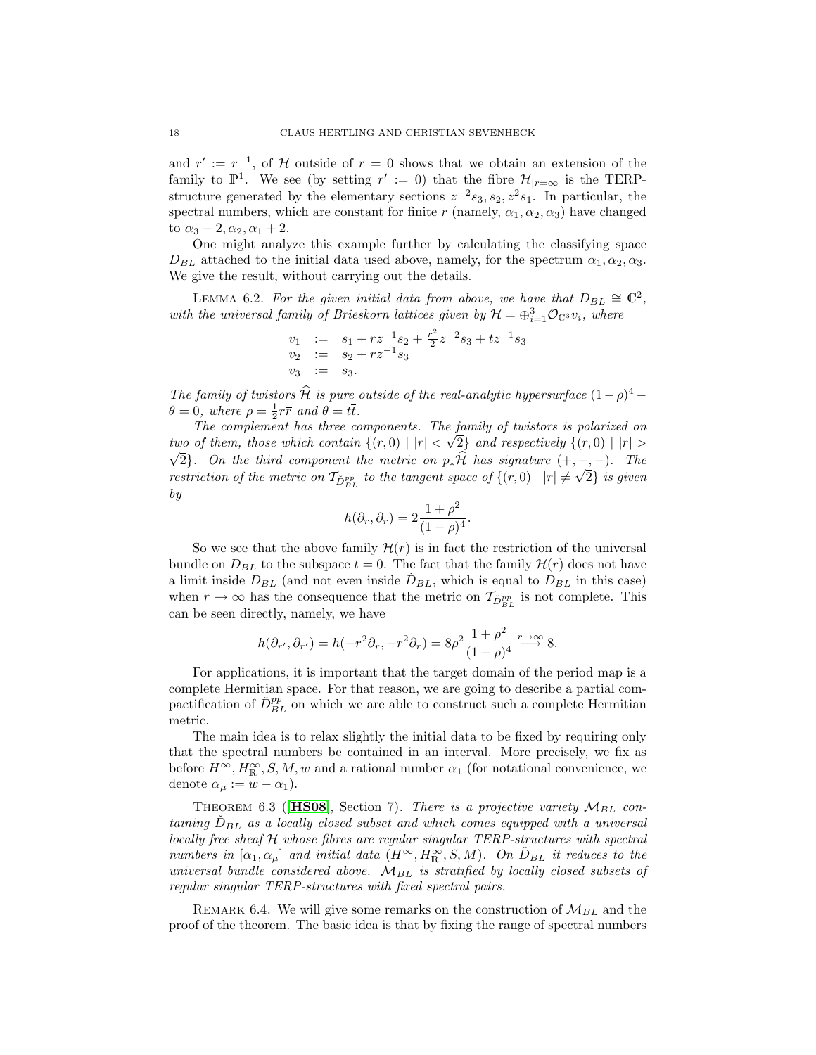and $r' := r^{-1}$, of $\mathcal{H}$ outside of $r = 0$ shows that we obtain an extension of the family to $\mathbb{P}^1$. We see (by setting $r' := 0$) that the fibre $\mathcal{H}_{|r=\infty}$ is the TERP-structure generated by the elementary sections $z^{-2}s_3, s_2, z^2 s_1$. In particular, the spectral numbers, which are constant for finite $r$ (namely, $\alpha_1, \alpha_2, \alpha_3$) have changed to $\alpha_3 - 2, \alpha_2, \alpha_1 + 2$.

One might analyze this example further by calculating the classifying space $D_{BL}$ attached to the initial data used above, namely, for the spectrum $\alpha_1, \alpha_2, \alpha_3$. We give the result, without carrying out the details.

Lemma 6.2. *For the given initial data from above, we have that $D_{BL} \cong \mathbb{C}^2$, with the universal family of Brieskorn lattices given by $\mathcal{H} = \oplus_{i=1}^3 \mathcal{O}_{\mathbb{C}^3} v_i$, where*

$$
\begin{array}{rcl}
v_1 & := & s_1 + rz^{-1}s_2 + \frac{r^2}{2}z^{-2}s_3 + tz^{-1}s_3 \\
v_2 & := & s_2 + rz^{-1}s_3 \\
v_3 & := & s_3.
\end{array}
$$

*The family of twistors $\widehat{\mathcal{H}}$ is pure outside of the real-analytic hypersurface $(1-\rho)^4 - \theta = 0$, where $\rho = \frac{1}{2}r\overline{r}$ and $\theta = t\overline{t}$.*

*The complement has three components. The family of twistors is polarized on two of them, those which contain $\{(r,0) \mid |r| < \sqrt{2}\}$ and respectively $\{(r,0) \mid |r| > \sqrt{2}\}$. On the third component the metric on $p_*\widehat{\mathcal{H}}$ has signature $(+,-,-)$. The restriction of the metric on $\mathcal{T}_{\check{D}_{BL}^{pp}}$ to the tangent space of $\{(r,0) \mid |r| \neq \sqrt{2}\}$ is given by*

$$h(\partial_r, \partial_r) = 2\frac{1+\rho^2}{(1-\rho)^4}.$$

So we see that the above family $\mathcal{H}(r)$ is in fact the restriction of the universal bundle on $D_{BL}$ to the subspace $t = 0$. The fact that the family $\mathcal{H}(r)$ does not have a limit inside $D_{BL}$ (and not even inside $\check{D}_{BL}$, which is equal to $D_{BL}$ in this case) when $r \to \infty$ has the consequence that the metric on $\mathcal{T}_{\check{D}_{BL}^{pp}}$ is not complete. This can be seen directly, namely, we have

$$h(\partial_{r'}, \partial_{r'}) = h(-r^2\partial_r, -r^2\partial_r) = 8\rho^2 \frac{1+\rho^2}{(1-\rho)^4} \overset{r\to\infty}{\longrightarrow} 8.$$

For applications, it is important that the target domain of the period map is a complete Hermitian space. For that reason, we are going to describe a partial compactification of $\check{D}_{BL}^{pp}$ on which we are able to construct such a complete Hermitian metric.

The main idea is to relax slightly the initial data to be fixed by requiring only that the spectral numbers be contained in an interval. More precisely, we fix as before $H^\infty, H^\infty_\mathbb{R}, S, M, w$ and a rational number $\alpha_1$ (for notational convenience, we denote $\alpha_\mu := w - \alpha_1$).

Theorem 6.3 ([**HS08**], Section 7). *There is a projective variety $\mathcal{M}_{BL}$ containing $\check{D}_{BL}$ as a locally closed subset and which comes equipped with a universal locally free sheaf $\mathcal{H}$ whose fibres are regular singular TERP-structures with spectral numbers in $[\alpha_1, \alpha_\mu]$ and initial data $(H^\infty, H^\infty_\mathbb{R}, S, M)$. On $\check{D}_{BL}$ it reduces to the universal bundle considered above. $\mathcal{M}_{BL}$ is stratified by locally closed subsets of regular singular TERP-structures with fixed spectral pairs.*

Remark 6.4. We will give some remarks on the construction of $\mathcal{M}_{BL}$ and the proof of the theorem. The basic idea is that by fixing the range of spectral numbers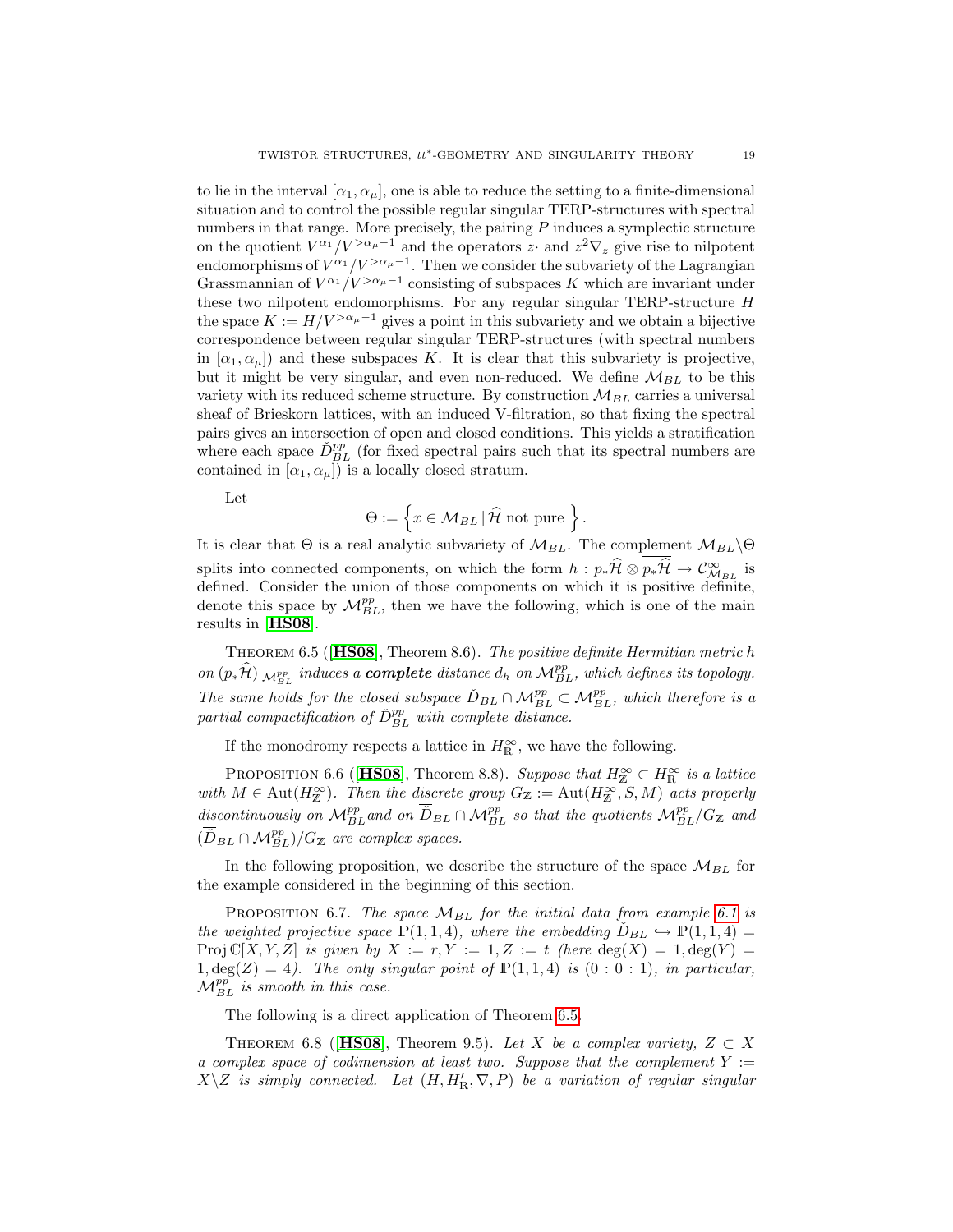to lie in the interval $[\alpha_1, \alpha_\mu]$, one is able to reduce the setting to a finite-dimensional situation and to control the possible regular singular TERP-structures with spectral numbers in that range. More precisely, the pairing $P$ induces a symplectic structure on the quotient $V^{\alpha_1}/V^{>\alpha_\mu - 1}$ and the operators $z\cdot$ and $z^2\nabla_z$ give rise to nilpotent endomorphisms of $V^{\alpha_1}/V^{>\alpha_\mu-1}$. Then we consider the subvariety of the Lagrangian Grassmannian of $V^{\alpha_1}/V^{>\alpha_\mu-1}$ consisting of subspaces $K$ which are invariant under these two nilpotent endomorphisms. For any regular singular TERP-structure $H$ the space $K := H/V^{>\alpha_\mu-1}$ gives a point in this subvariety and we obtain a bijective correspondence between regular singular TERP-structures (with spectral numbers in $[\alpha_1, \alpha_\mu]$) and these subspaces $K$. It is clear that this subvariety is projective, but it might be very singular, and even non-reduced. We define $\mathcal{M}_{BL}$ to be this variety with its reduced scheme structure. By construction $\mathcal{M}_{BL}$ carries a universal sheaf of Brieskorn lattices, with an induced V-filtration, so that fixing the spectral pairs gives an intersection of open and closed conditions. This yields a stratification where each space $\check{D}^{pp}_{BL}$ (for fixed spectral pairs such that its spectral numbers are contained in $[\alpha_1, \alpha_\mu]$) is a locally closed stratum.

Let

$$\Theta := \left\{ x \in \mathcal{M}_{BL} \,|\, \widehat{\mathcal{H}} \text{ not pure} \right\}.$$

It is clear that $\Theta$ is a real analytic subvariety of $\mathcal{M}_{BL}$. The complement $\mathcal{M}_{BL}\backslash\Theta$ splits into connected components, on which the form $h : p_*\widehat{\mathcal{H}} \otimes \overline{p_*\widehat{\mathcal{H}}} \to \mathcal{C}^\infty_{\mathcal{M}_{BL}}$ is defined. Consider the union of those components on which it is positive definite, denote this space by $\mathcal{M}^{pp}_{BL}$, then we have the following, which is one of the main results in [**HS08**].

THEOREM 6.5 ([**HS08**], Theorem 8.6). *The positive definite Hermitian metric $h$ on $(p_*\widehat{\mathcal{H}})_{|\mathcal{M}^{pp}_{BL}}$ induces a **complete** distance $d_h$ on $\mathcal{M}^{pp}_{BL}$, which defines its topology. The same holds for the closed subspace $\overline{\check{D}}_{BL} \cap \mathcal{M}^{pp}_{BL} \subset \mathcal{M}^{pp}_{BL}$, which therefore is a partial compactification of $\check{D}^{pp}_{BL}$ with complete distance.*

If the monodromy respects a lattice in $H^\infty_{\mathbb{R}}$, we have the following.

PROPOSITION 6.6 ([**HS08**], Theorem 8.8). *Suppose that $H^\infty_{\mathbb{Z}} \subset H^\infty_{\mathbb{R}}$ is a lattice with $M \in \mathrm{Aut}(H^\infty_{\mathbb{Z}})$. Then the discrete group $G_{\mathbb{Z}} := \mathrm{Aut}(H^\infty_{\mathbb{Z}}, S, M)$ acts properly discontinuously on $\mathcal{M}^{pp}_{BL}$ and on $\overline{\check{D}}_{BL} \cap \mathcal{M}^{pp}_{BL}$ so that the quotients $\mathcal{M}^{pp}_{BL}/G_{\mathbb{Z}}$ and $(\overline{\check{D}}_{BL} \cap \mathcal{M}^{pp}_{BL})/G_{\mathbb{Z}}$ are complex spaces.*

In the following proposition, we describe the structure of the space $\mathcal{M}_{BL}$ for the example considered in the beginning of this section.

PROPOSITION 6.7. *The space $\mathcal{M}_{BL}$ for the initial data from example 6.1 is the weighted projective space $\mathbb{P}(1,1,4)$, where the embedding $\check{D}_{BL} \hookrightarrow \mathbb{P}(1,1,4) = \mathrm{Proj}\,\mathbb{C}[X,Y,Z]$ is given by $X := r, Y := 1, Z := t$ (here $\deg(X) = 1, \deg(Y) = 1, \deg(Z) = 4$). The only singular point of $\mathbb{P}(1,1,4)$ is $(0:0:1)$, in particular, $\mathcal{M}^{pp}_{BL}$ is smooth in this case.*

The following is a direct application of Theorem 6.5.

THEOREM 6.8 ([**HS08**], Theorem 9.5). *Let $X$ be a complex variety, $Z \subset X$ a complex space of codimension at least two. Suppose that the complement $Y := X\backslash Z$ is simply connected. Let $(H, H'_{\mathbb{R}}, \nabla, P)$ be a variation of regular singular*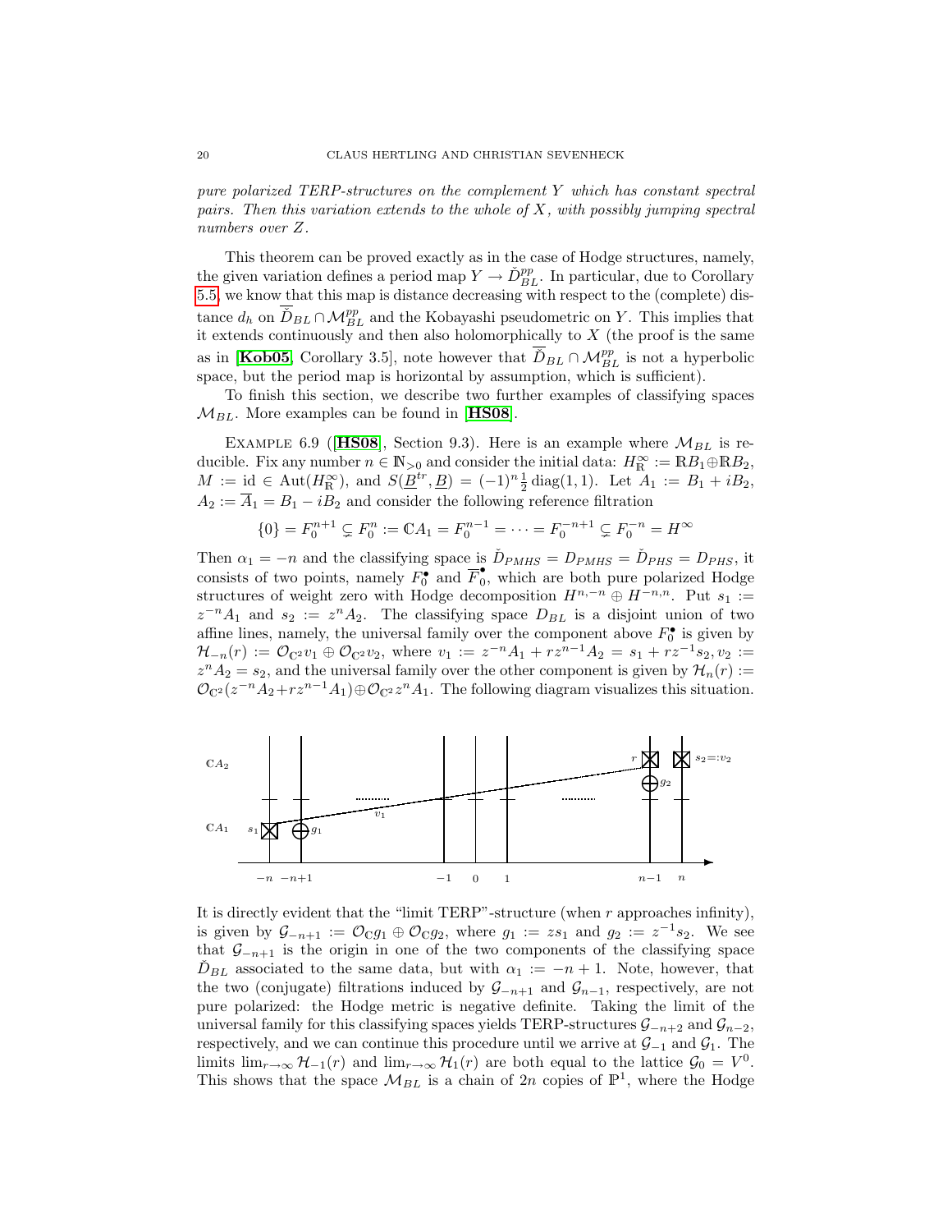*pure polarized TERP-structures on the complement $Y$ which has constant spectral pairs. Then this variation extends to the whole of $X$, with possibly jumping spectral numbers over $Z$.*

This theorem can be proved exactly as in the case of Hodge structures, namely, the given variation defines a period map $Y \to \check{D}_{BL}^{pp}$. In particular, due to Corollary 5.5, we know that this map is distance decreasing with respect to the (complete) distance $d_h$ on $\check{D}_{BL} \cap \mathcal{M}_{BL}^{pp}$ and the Kobayashi pseudometric on $Y$. This implies that it extends continuously and then also holomorphically to $X$ (the proof is the same as in [**Kob05**, Corollary 3.5], note however that $\check{D}_{BL} \cap \mathcal{M}_{BL}^{pp}$ is not a hyperbolic space, but the period map is horizontal by assumption, which is sufficient).

To finish this section, we describe two further examples of classifying spaces $\mathcal{M}_{BL}$. More examples can be found in [**HS08**].

Example 6.9 ([**HS08**], Section 9.3). Here is an example where $\mathcal{M}_{BL}$ is reducible. Fix any number $n \in \mathbb{N}_{>0}$ and consider the initial data: $H^\infty_\mathbb{R} := \mathbb{R}B_1 \oplus \mathbb{R}B_2$, $M := \mathrm{id} \in \mathrm{Aut}(H^\infty_\mathbb{R})$, and $S(\underline{B}^{tr}, \underline{B}) = (-1)^n \frac{1}{2}\,\mathrm{diag}(1,1)$. Let $A_1 := B_1 + iB_2$, $A_2 := \overline{A}_1 = B_1 - iB_2$ and consider the following reference filtration

$$\{0\} = F_0^{n+1} \subsetneq F_0^n := \mathbb{C}A_1 = F_0^{n-1} = \cdots = F_0^{-n+1} \subsetneq F_0^{-n} = H^\infty$$

Then $\alpha_1 = -n$ and the classifying space is $\check{D}_{PMHS} = D_{PMHS} = \check{D}_{PHS} = D_{PHS}$, it consists of two points, namely $F_0^\bullet$ and $\overline{F}_0^\bullet$, which are both pure polarized Hodge structures of weight zero with Hodge decomposition $H^{n,-n} \oplus H^{-n,n}$. Put $s_1 := z^{-n}A_1$ and $s_2 := z^n A_2$. The classifying space $D_{BL}$ is a disjoint union of two affine lines, namely, the universal family over the component above $F_0^\bullet$ is given by $\mathcal{H}_{-n}(r) := \mathcal{O}_{\mathbb{C}^2} v_1 \oplus \mathcal{O}_{\mathbb{C}^2} v_2$, where $v_1 := z^{-n}A_1 + rz^{n-1}A_2 = s_1 + rz^{-1}s_2, v_2 := z^n A_2 = s_2$, and the universal family over the other component is given by $\mathcal{H}_n(r) := \mathcal{O}_{\mathbb{C}^2}(z^{-n}A_2 + rz^{n-1}A_1) \oplus \mathcal{O}_{\mathbb{C}^2} z^n A_1$. The following diagram visualizes this situation.

It is directly evident that the "limit TERP"-structure (when $r$ approaches infinity), is given by $\mathcal{G}_{-n+1} := \mathcal{O}_\mathbb{C} g_1 \oplus \mathcal{O}_\mathbb{C} g_2$, where $g_1 := zs_1$ and $g_2 := z^{-1}s_2$. We see that $\mathcal{G}_{-n+1}$ is the origin in one of the two components of the classifying space $\check{D}_{BL}$ associated to the same data, but with $\alpha_1 := -n+1$. Note, however, that the two (conjugate) filtrations induced by $\mathcal{G}_{-n+1}$ and $\mathcal{G}_{n-1}$, respectively, are not pure polarized: the Hodge metric is negative definite. Taking the limit of the universal family for this classifying spaces yields TERP-structures $\mathcal{G}_{-n+2}$ and $\mathcal{G}_{n-2}$, respectively, and we can continue this procedure until we arrive at $\mathcal{G}_{-1}$ and $\mathcal{G}_1$. The limits $\lim_{r\to\infty} \mathcal{H}_{-1}(r)$ and $\lim_{r\to\infty} \mathcal{H}_1(r)$ are both equal to the lattice $\mathcal{G}_0 = V^0$. This shows that the space $\mathcal{M}_{BL}$ is a chain of $2n$ copies of $\mathbb{P}^1$, where the Hodge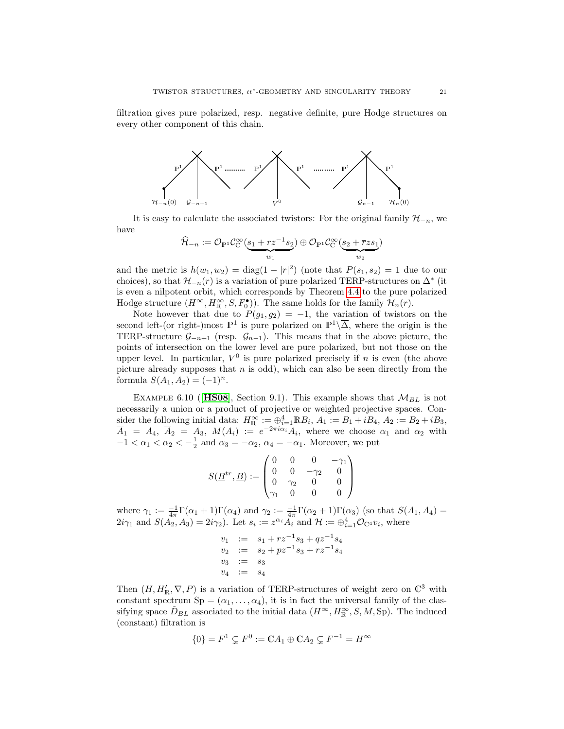filtration gives pure polarized, resp. negative definite, pure Hodge structures on every other component of this chain.

It is easy to calculate the associated twistors: For the original family $\mathcal{H}_{-n}$, we have

$$\widehat{\mathcal{H}}_{-n} := \mathcal{O}_{\mathbb{P}^1}\mathcal{C}^\infty_{\mathbb{C}}(\underbrace{s_1 + rz^{-1}s_2}_{w_1}) \oplus \mathcal{O}_{\mathbb{P}^1}\mathcal{C}^\infty_{\mathbb{C}}(\underbrace{s_2 + \overline{r}zs_1}_{w_2})$$

and the metric is $h(w_1, w_2) = \mathrm{diag}(1 - |r|^2)$ (note that $P(s_1, s_2) = 1$ due to our choices), so that $\mathcal{H}_{-n}(r)$ is a variation of pure polarized TERP-structures on $\Delta^*$ (it is even a nilpotent orbit, which corresponds by Theorem 4.4 to the pure polarized Hodge structure $(H^\infty, H^\infty_{\mathbb{R}}, S, F^\bullet_0)$). The same holds for the family $\mathcal{H}_n(r)$.

Note however that due to $P(g_1, g_2) = -1$, the variation of twistors on the second left-(or right-)most $\mathbb{P}^1$ is pure polarized on $\mathbb{P}^1\backslash\overline{\Delta}$, where the origin is the TERP-structure $\mathcal{G}_{-n+1}$ (resp. $\mathcal{G}_{n-1}$). This means that in the above picture, the points of intersection on the lower level are pure polarized, but not those on the upper level. In particular, $V^0$ is pure polarized precisely if $n$ is even (the above picture already supposes that $n$ is odd), which can also be seen directly from the formula $S(A_1, A_2) = (-1)^n$.

Example 6.10 ([**HS08**], Section 9.1). This example shows that $\mathcal{M}_{BL}$ is not necessarily a union or a product of projective or weighted projective spaces. Consider the following initial data: $H^\infty_{\mathbb{R}} := \oplus_{i=1}^4 \mathbb{R}B_i$, $A_1 := B_1 + iB_4$, $A_2 := B_2 + iB_3$, $\overline{A}_1 = A_4$, $\overline{A}_2 = A_3$, $M(A_i) := e^{-2\pi i\alpha_i}A_i$, where we choose $\alpha_1$ and $\alpha_2$ with $-1 < \alpha_1 < \alpha_2 < -\frac{1}{2}$ and $\alpha_3 = -\alpha_2$, $\alpha_4 = -\alpha_1$. Moreover, we put

$$S(\underline{B}^{tr}, \underline{B}) := \begin{pmatrix} 0 & 0 & 0 & -\gamma_1 \\ 0 & 0 & -\gamma_2 & 0 \\ 0 & \gamma_2 & 0 & 0 \\ \gamma_1 & 0 & 0 & 0 \end{pmatrix}$$

where $\gamma_1 := \frac{-1}{4\pi}\Gamma(\alpha_1 + 1)\Gamma(\alpha_4)$ and $\gamma_2 := \frac{-1}{4\pi}\Gamma(\alpha_2 + 1)\Gamma(\alpha_3)$ (so that $S(A_1, A_4) = 2i\gamma_1$ and $S(A_2, A_3) = 2i\gamma_2$). Let $s_i := z^{\alpha_i}A_i$ and $\mathcal{H} := \oplus_{i=1}^4 \mathcal{O}_{\mathbb{C}^4} v_i$, where

$$\begin{aligned}
v_1 &:= s_1 + rz^{-1}s_3 + qz^{-1}s_4 \\
v_2 &:= s_2 + pz^{-1}s_3 + rz^{-1}s_4 \\
v_3 &:= s_3 \\
v_4 &:= s_4
\end{aligned}$$

Then $(H, H'_{\mathbb{R}}, \nabla, P)$ is a variation of TERP-structures of weight zero on $\mathbb{C}^3$ with constant spectrum $\mathrm{Sp} = (\alpha_1, \ldots, \alpha_4)$, it is in fact the universal family of the classifying space $\check{D}_{BL}$ associated to the initial data $(H^\infty, H^\infty_{\mathbb{R}}, S, M, \mathrm{Sp})$. The induced (constant) filtration is

$$\{0\} = F^1 \subsetneq F^0 := \mathbb{C}A_1 \oplus \mathbb{C}A_2 \subsetneq F^{-1} = H^\infty$$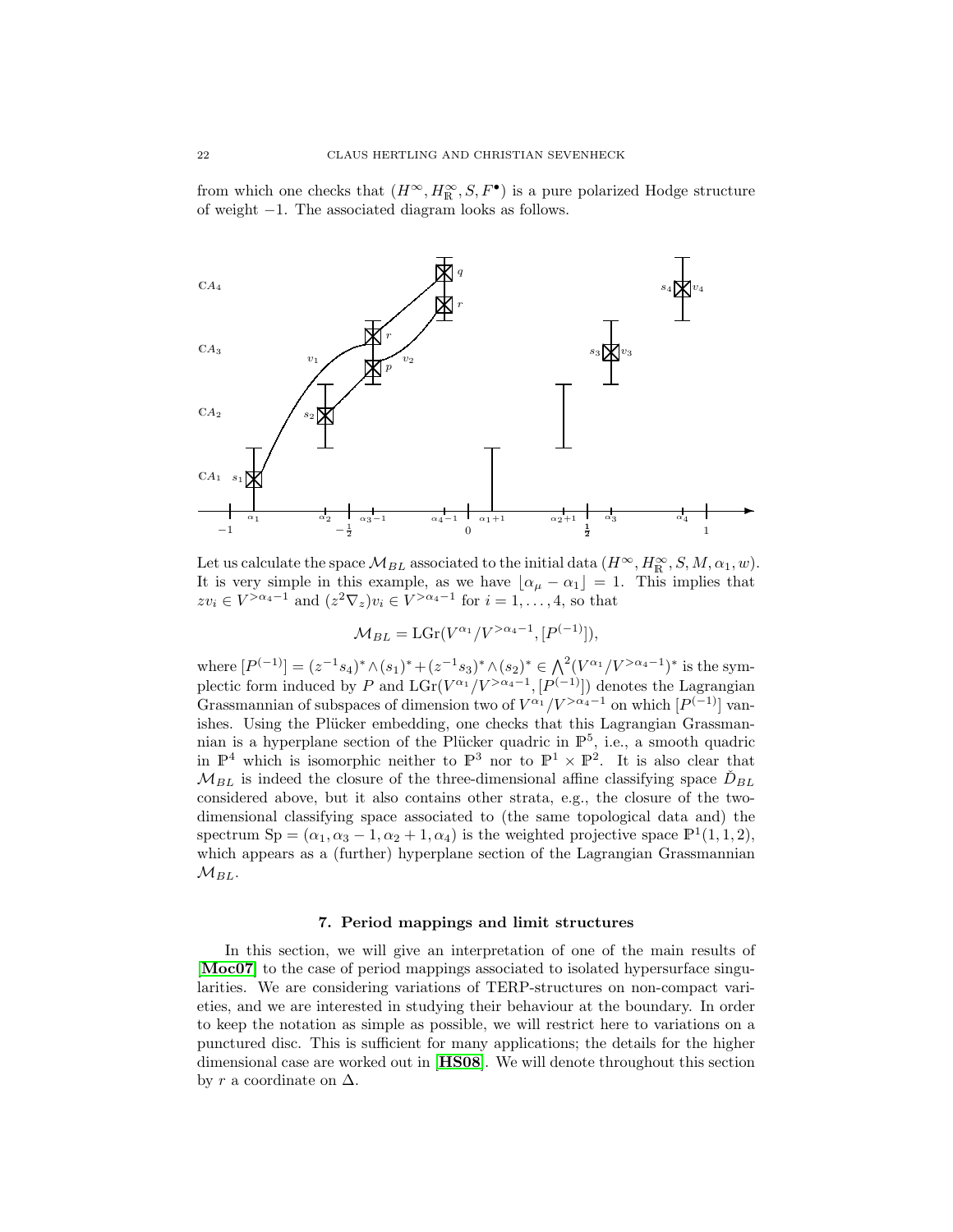from which one checks that $(H^\infty, H^\infty_\mathbb{R}, S, F^\bullet)$ is a pure polarized Hodge structure of weight $-1$. The associated diagram looks as follows.

Let us calculate the space $\mathcal{M}_{BL}$ associated to the initial data $(H^\infty, H^\infty_\mathbb{R}, S, M, \alpha_1, w)$. It is very simple in this example, as we have $\lfloor \alpha_\mu - \alpha_1 \rfloor = 1$. This implies that $zv_i \in V^{>\alpha_4 - 1}$ and $(z^2\nabla_z)v_i \in V^{>\alpha_4-1}$ for $i = 1, \ldots, 4$, so that

$$\mathcal{M}_{BL} = \mathrm{LGr}(V^{\alpha_1}/V^{>\alpha_4-1}, [P^{(-1)}]),$$

where $[P^{(-1)}] = (z^{-1}s_4)^* \wedge (s_1)^* + (z^{-1}s_3)^* \wedge (s_2)^* \in \bigwedge^2 (V^{\alpha_1}/V^{>\alpha_4-1})^*$ is the symplectic form induced by $P$ and $\mathrm{LGr}(V^{\alpha_1}/V^{>\alpha_4-1}, [P^{(-1)}])$ denotes the Lagrangian Grassmannian of subspaces of dimension two of $V^{\alpha_1}/V^{>\alpha_4-1}$ on which $[P^{(-1)}]$ vanishes. Using the Plücker embedding, one checks that this Lagrangian Grassmannian is a hyperplane section of the Plücker quadric in $\mathbb{P}^5$, i.e., a smooth quadric in $\mathbb{P}^4$ which is isomorphic neither to $\mathbb{P}^3$ nor to $\mathbb{P}^1 \times \mathbb{P}^2$. It is also clear that $\mathcal{M}_{BL}$ is indeed the closure of the three-dimensional affine classifying space $\check{D}_{BL}$ considered above, but it also contains other strata, e.g., the closure of the two-dimensional classifying space associated to (the same topological data and) the spectrum $\mathrm{Sp} = (\alpha_1, \alpha_3 - 1, \alpha_2 + 1, \alpha_4)$ is the weighted projective space $\mathbb{P}^1(1,1,2)$, which appears as a (further) hyperplane section of the Lagrangian Grassmannian $\mathcal{M}_{BL}$.

## 7. Period mappings and limit structures

In this section, we will give an interpretation of one of the main results of **[Moc07]** to the case of period mappings associated to isolated hypersurface singularities. We are considering variations of TERP-structures on non-compact varieties, and we are interested in studying their behaviour at the boundary. In order to keep the notation as simple as possible, we will restrict here to variations on a punctured disc. This is sufficient for many applications; the details for the higher dimensional case are worked out in **[HS08]**. We will denote throughout this section by $r$ a coordinate on $\Delta$.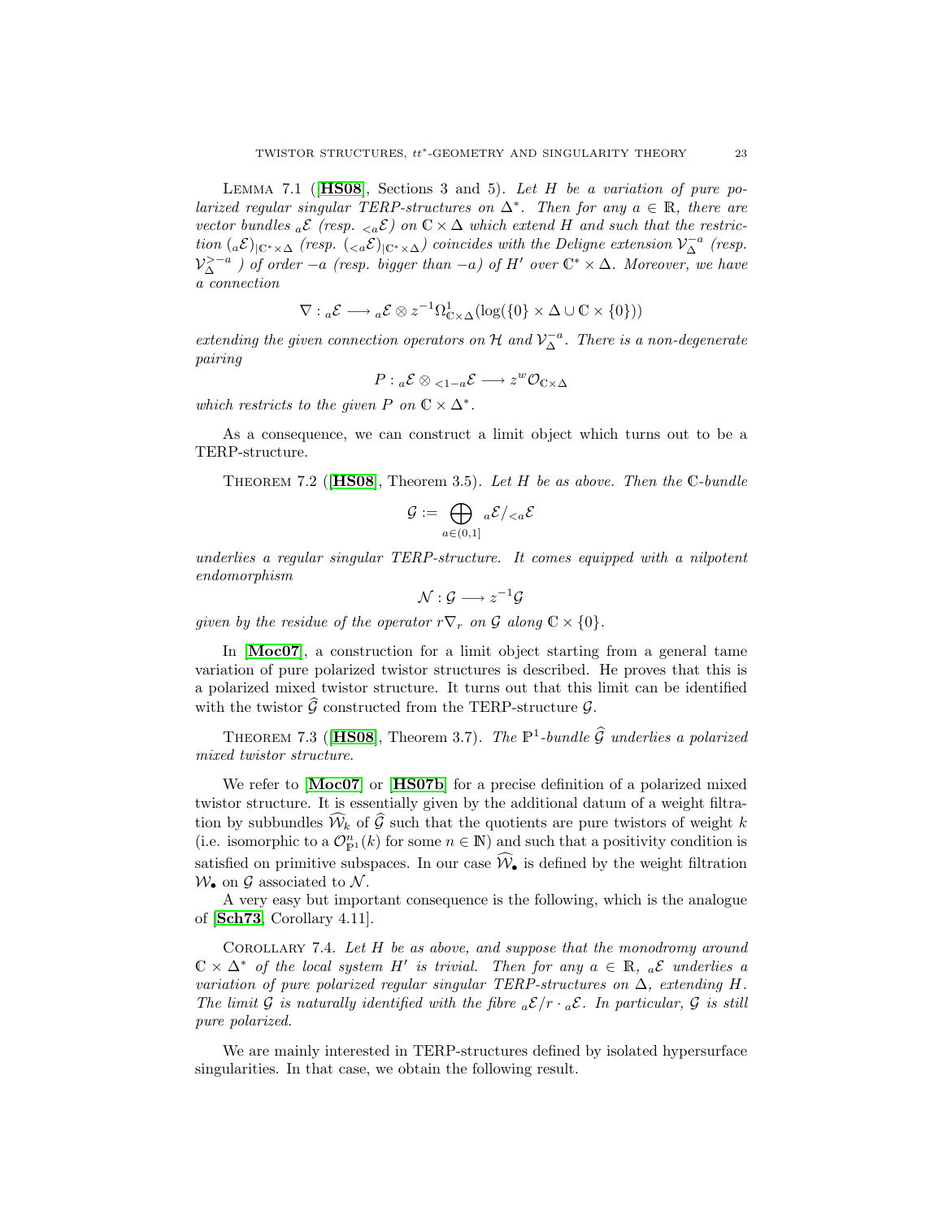Lemma 7.1 ([**HS08**], Sections 3 and 5). *Let $H$ be a variation of pure polarized regular singular TERP-structures on $\Delta^*$. Then for any $a \in \mathbb{R}$, there are vector bundles ${}_a\mathcal{E}$ (resp. ${}_{<a}\mathcal{E}$) on $\mathbb{C} \times \Delta$ which extend $H$ and such that the restriction $({}_a\mathcal{E})_{|\mathbb{C}^* \times \Delta}$ (resp. $({}_{<a}\mathcal{E})_{|\mathbb{C}^* \times \Delta}$) coincides with the Deligne extension $\mathcal{V}_\Delta^{-a}$ (resp. $\mathcal{V}_\Delta^{>-a}$ ) of order $-a$ (resp. bigger than $-a$) of $H'$ over $\mathbb{C}^* \times \Delta$. Moreover, we have a connection*

$$\nabla : {}_a\mathcal{E} \longrightarrow {}_a\mathcal{E} \otimes z^{-1}\Omega^1_{\mathbb{C}\times\Delta}(\log(\{0\} \times \Delta \cup \mathbb{C} \times \{0\}))$$

*extending the given connection operators on $\mathcal{H}$ and $\mathcal{V}_\Delta^{-a}$. There is a non-degenerate pairing*

$$P : {}_a\mathcal{E} \otimes {}_{<1-a}\mathcal{E} \longrightarrow z^w \mathcal{O}_{\mathbb{C}\times\Delta}$$

*which restricts to the given $P$ on $\mathbb{C} \times \Delta^*$.*

As a consequence, we can construct a limit object which turns out to be a TERP-structure.

Theorem 7.2 ([**HS08**], Theorem 3.5). *Let $H$ be as above. Then the $\mathbb{C}$-bundle*

$$\mathcal{G} := \bigoplus_{a\in(0,1]} {}_a\mathcal{E}/{}_{<a}\mathcal{E}$$

*underlies a regular singular TERP-structure. It comes equipped with a nilpotent endomorphism*

$$\mathcal{N} : \mathcal{G} \longrightarrow z^{-1}\mathcal{G}$$

*given by the residue of the operator $r\nabla_r$ on $\mathcal{G}$ along $\mathbb{C} \times \{0\}$.*

In [**Moc07**], a construction for a limit object starting from a general tame variation of pure polarized twistor structures is described. He proves that this is a polarized mixed twistor structure. It turns out that this limit can be identified with the twistor $\widehat{\mathcal{G}}$ constructed from the TERP-structure $\mathcal{G}$.

Theorem 7.3 ([**HS08**], Theorem 3.7). *The $\mathbb{P}^1$-bundle $\widehat{\mathcal{G}}$ underlies a polarized mixed twistor structure.*

We refer to [**Moc07**] or [**HS07b**] for a precise definition of a polarized mixed twistor structure. It is essentially given by the additional datum of a weight filtration by subbundles $\widehat{\mathcal{W}}_k$ of $\widehat{\mathcal{G}}$ such that the quotients are pure twistors of weight $k$ (i.e. isomorphic to a $\mathcal{O}^n_{\mathbb{P}^1}(k)$ for some $n \in \mathbb{N}$) and such that a positivity condition is satisfied on primitive subspaces. In our case $\widehat{\mathcal{W}}_\bullet$ is defined by the weight filtration $\mathcal{W}_\bullet$ on $\mathcal{G}$ associated to $\mathcal{N}$.

A very easy but important consequence is the following, which is the analogue of [**Sch73**, Corollary 4.11].

Corollary 7.4. *Let $H$ be as above, and suppose that the monodromy around $\mathbb{C} \times \Delta^*$ of the local system $H'$ is trivial. Then for any $a \in \mathbb{R}$, ${}_a\mathcal{E}$ underlies a variation of pure polarized regular singular TERP-structures on $\Delta$, extending $H$. The limit $\mathcal{G}$ is naturally identified with the fibre ${}_a\mathcal{E}/r \cdot {}_a\mathcal{E}$. In particular, $\mathcal{G}$ is still pure polarized.*

We are mainly interested in TERP-structures defined by isolated hypersurface singularities. In that case, we obtain the following result.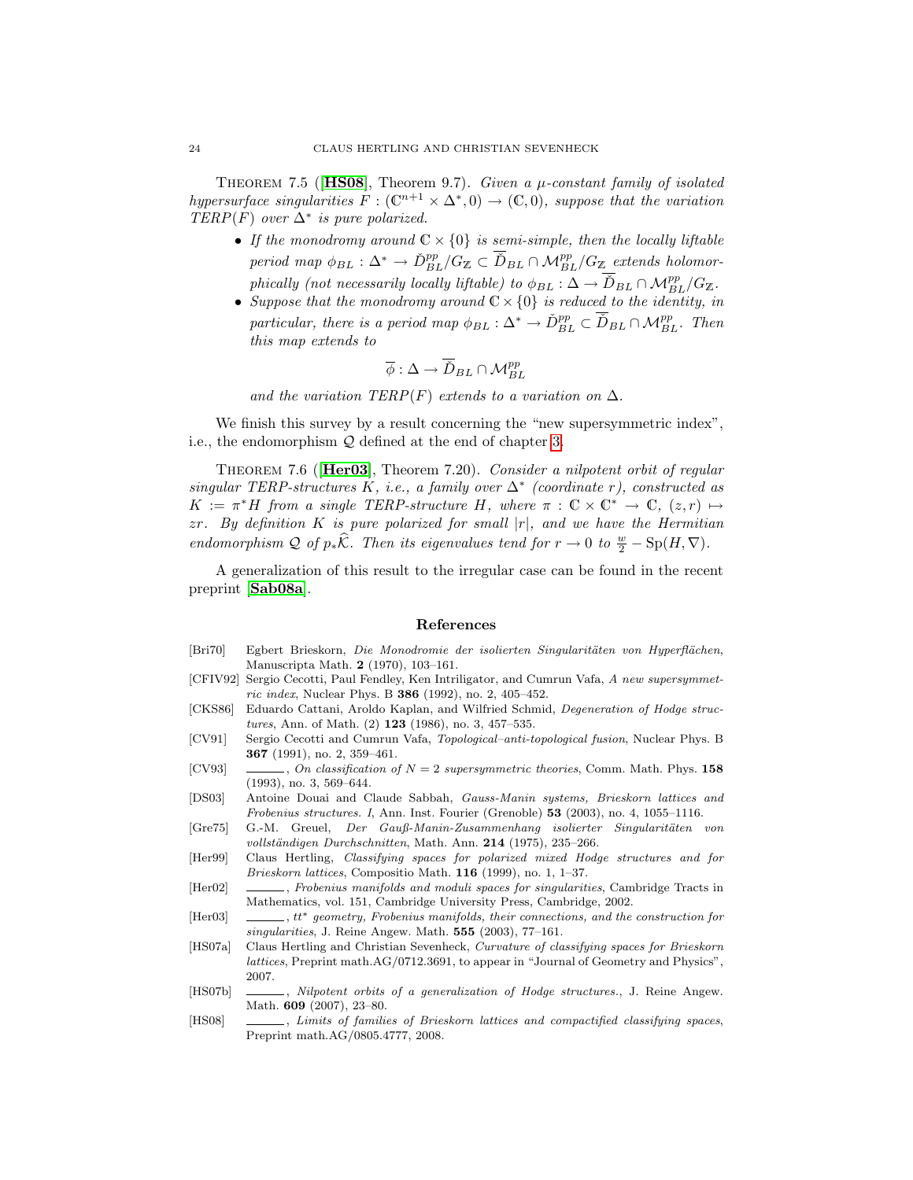THEOREM 7.5 ([**HS08**], Theorem 9.7). *Given a $\mu$-constant family of isolated hypersurface singularities $F : (\mathbb{C}^{n+1} \times \Delta^*, 0) \to (\mathbb{C}, 0)$, suppose that the variation $TERP(F)$ over $\Delta^*$ is pure polarized.*

- *If the monodromy around $\mathbb{C} \times \{0\}$ is semi-simple, then the locally liftable period map $\phi_{BL} : \Delta^* \to \check{D}_{BL}^{pp}/G_{\mathbb{Z}} \subset \overline{\check{D}}_{BL} \cap \mathcal{M}_{BL}^{pp}/G_{\mathbb{Z}}$ extends holomorphically (not necessarily locally liftable) to $\phi_{BL} : \Delta \to \overline{\check{D}}_{BL} \cap \mathcal{M}_{BL}^{pp}/G_{\mathbb{Z}}$.*
- *Suppose that the monodromy around $\mathbb{C} \times \{0\}$ is reduced to the identity, in particular, there is a period map $\phi_{BL} : \Delta^* \to \check{D}_{BL}^{pp} \subset \overline{\check{D}}_{BL} \cap \mathcal{M}_{BL}^{pp}$. Then this map extends to*

$$\overline{\phi} : \Delta \to \overline{\check{D}}_{BL} \cap \mathcal{M}_{BL}^{pp}$$

*and the variation $TERP(F)$ extends to a variation on $\Delta$.*

We finish this survey by a result concerning the "new supersymmetric index", i.e., the endomorphism $\mathcal{Q}$ defined at the end of chapter 3.

THEOREM 7.6 ([**Her03**], Theorem 7.20). *Consider a nilpotent orbit of regular singular TERP-structures $K$, i.e., a family over $\Delta^*$ (coordinate $r$), constructed as $K := \pi^* H$ from a single TERP-structure $H$, where $\pi : \mathbb{C} \times \mathbb{C}^* \to \mathbb{C}$, $(z, r) \mapsto zr$. By definition $K$ is pure polarized for small $|r|$, and we have the Hermitian endomorphism $\mathcal{Q}$ of $p_* \widehat{\mathcal{K}}$. Then its eigenvalues tend for $r \to 0$ to $\frac{w}{2} - \mathrm{Sp}(H, \nabla)$.*

A generalization of this result to the irregular case can be found in the recent preprint [**Sab08a**].

## References

- [Bri70] Egbert Brieskorn, *Die Monodromie der isolierten Singularitäten von Hyperflächen*, Manuscripta Math. **2** (1970), 103–161.
- [CFIV92] Sergio Cecotti, Paul Fendley, Ken Intriligator, and Cumrun Vafa, *A new supersymmetric index*, Nuclear Phys. B **386** (1992), no. 2, 405–452.
- [CKS86] Eduardo Cattani, Aroldo Kaplan, and Wilfried Schmid, *Degeneration of Hodge structures*, Ann. of Math. (2) **123** (1986), no. 3, 457–535.
- [CV91] Sergio Cecotti and Cumrun Vafa, *Topological–anti-topological fusion*, Nuclear Phys. B **367** (1991), no. 2, 359–461.
- [CV93] ______, *On classification of $N = 2$ supersymmetric theories*, Comm. Math. Phys. **158** (1993), no. 3, 569–644.
- [DS03] Antoine Douai and Claude Sabbah, *Gauss-Manin systems, Brieskorn lattices and Frobenius structures. I*, Ann. Inst. Fourier (Grenoble) **53** (2003), no. 4, 1055–1116.
- [Gre75] G.-M. Greuel, *Der Gauß-Manin-Zusammenhang isolierter Singularitäten von vollständigen Durchschnitten*, Math. Ann. **214** (1975), 235–266.
- [Her99] Claus Hertling, *Classifying spaces for polarized mixed Hodge structures and for Brieskorn lattices*, Compositio Math. **116** (1999), no. 1, 1–37.
- [Her02] ______, *Frobenius manifolds and moduli spaces for singularities*, Cambridge Tracts in Mathematics, vol. 151, Cambridge University Press, Cambridge, 2002.
- [Her03] ______, *$tt^*$ geometry, Frobenius manifolds, their connections, and the construction for singularities*, J. Reine Angew. Math. **555** (2003), 77–161.
- [HS07a] Claus Hertling and Christian Sevenheck, *Curvature of classifying spaces for Brieskorn lattices*, Preprint math.AG/0712.3691, to appear in "Journal of Geometry and Physics", 2007.
- [HS07b] ______, *Nilpotent orbits of a generalization of Hodge structures.*, J. Reine Angew. Math. **609** (2007), 23–80.
- [HS08] ______, *Limits of families of Brieskorn lattices and compactified classifying spaces*, Preprint math.AG/0805.4777, 2008.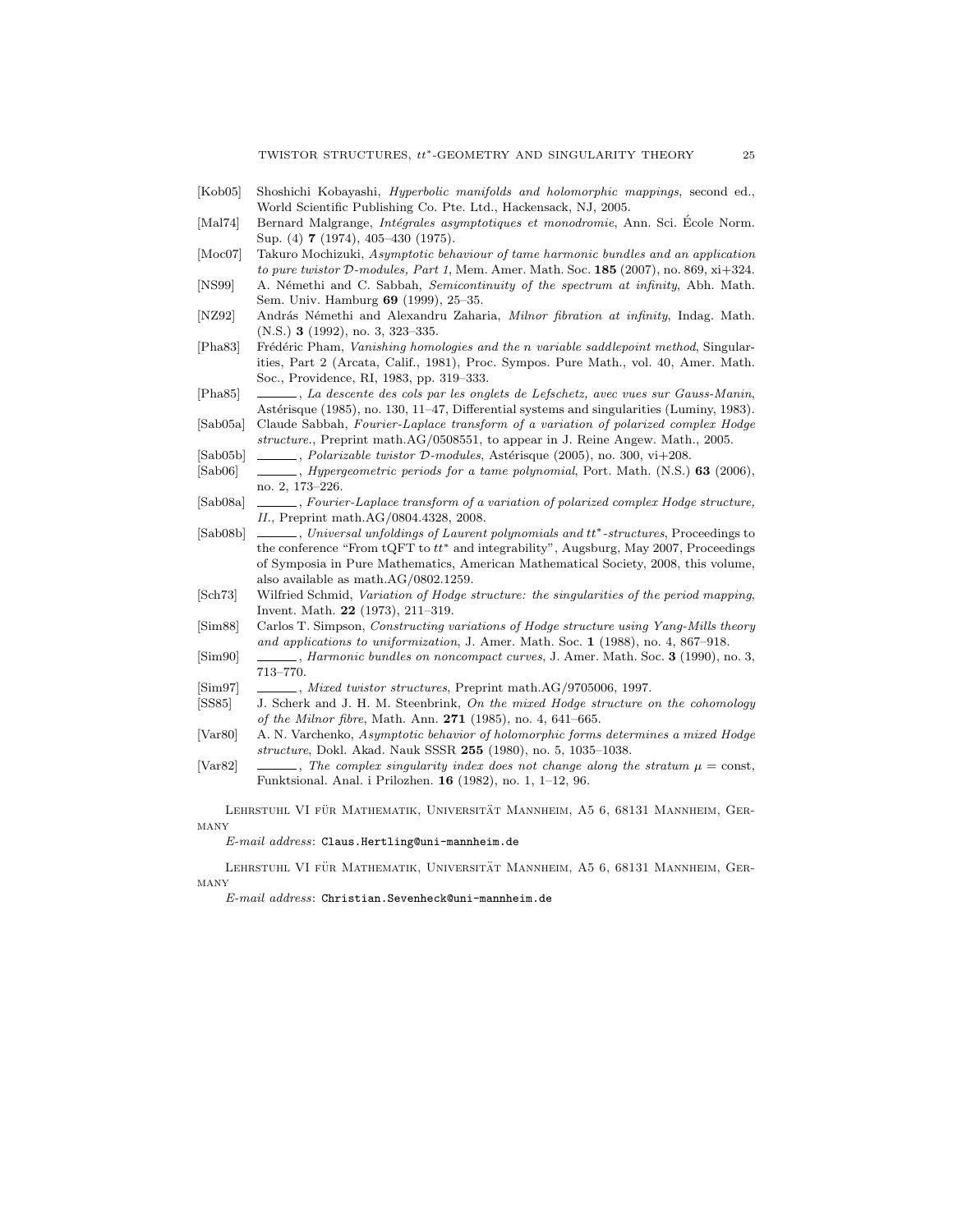[Kob05] Shoshichi Kobayashi, *Hyperbolic manifolds and holomorphic mappings*, second ed., World Scientific Publishing Co. Pte. Ltd., Hackensack, NJ, 2005.

[Mal74] Bernard Malgrange, *Intégrales asymptotiques et monodromie*, Ann. Sci. École Norm. Sup. (4) **7** (1974), 405–430 (1975).

[Moc07] Takuro Mochizuki, *Asymptotic behaviour of tame harmonic bundles and an application to pure twistor $\mathcal{D}$-modules, Part 1*, Mem. Amer. Math. Soc. **185** (2007), no. 869, xi+324.

[NS99] A. Némethi and C. Sabbah, *Semicontinuity of the spectrum at infinity*, Abh. Math. Sem. Univ. Hamburg **69** (1999), 25–35.

[NZ92] András Némethi and Alexandru Zaharia, *Milnor fibration at infinity*, Indag. Math. (N.S.) **3** (1992), no. 3, 323–335.

[Pha83] Frédéric Pham, *Vanishing homologies and the n variable saddlepoint method*, Singularities, Part 2 (Arcata, Calif., 1981), Proc. Sympos. Pure Math., vol. 40, Amer. Math. Soc., Providence, RI, 1983, pp. 319–333.

[Pha85] ______, *La descente des cols par les onglets de Lefschetz, avec vues sur Gauss-Manin*, Astérisque (1985), no. 130, 11–47, Differential systems and singularities (Luminy, 1983).

[Sab05a] Claude Sabbah, *Fourier-Laplace transform of a variation of polarized complex Hodge structure.*, Preprint math.AG/0508551, to appear in J. Reine Angew. Math., 2005.

[Sab05b] ______, *Polarizable twistor $\mathcal{D}$-modules*, Astérisque (2005), no. 300, vi+208.

[Sab06] ______, *Hypergeometric periods for a tame polynomial*, Port. Math. (N.S.) **63** (2006), no. 2, 173–226.

[Sab08a] ______, *Fourier-Laplace transform of a variation of polarized complex Hodge structure, II.*, Preprint math.AG/0804.4328, 2008.

[Sab08b] ______, *Universal unfoldings of Laurent polynomials and $tt^*$-structures*, Proceedings to the conference "From tQFT to $tt^*$ and integrability", Augsburg, May 2007, Proceedings of Symposia in Pure Mathematics, American Mathematical Society, 2008, this volume, also available as math.AG/0802.1259.

[Sch73] Wilfried Schmid, *Variation of Hodge structure: the singularities of the period mapping*, Invent. Math. **22** (1973), 211–319.

[Sim88] Carlos T. Simpson, *Constructing variations of Hodge structure using Yang-Mills theory and applications to uniformization*, J. Amer. Math. Soc. **1** (1988), no. 4, 867–918.

[Sim90] ______, *Harmonic bundles on noncompact curves*, J. Amer. Math. Soc. **3** (1990), no. 3, 713–770.

[Sim97] ______, *Mixed twistor structures*, Preprint math.AG/9705006, 1997.

[SS85] J. Scherk and J. H. M. Steenbrink, *On the mixed Hodge structure on the cohomology of the Milnor fibre*, Math. Ann. **271** (1985), no. 4, 641–665.

[Var80] A. N. Varchenko, *Asymptotic behavior of holomorphic forms determines a mixed Hodge structure*, Dokl. Akad. Nauk SSSR **255** (1980), no. 5, 1035–1038.

[Var82] ______, *The complex singularity index does not change along the stratum $\mu$ = const*, Funktsional. Anal. i Prilozhen. **16** (1982), no. 1, 1–12, 96.

Lehrstuhl VI für Mathematik, Universität Mannheim, A5 6, 68131 Mannheim, Germany

*E-mail address*: Claus.Hertling@uni-mannheim.de

Lehrstuhl VI für Mathematik, Universität Mannheim, A5 6, 68131 Mannheim, Germany

*E-mail address*: Christian.Sevenheck@uni-mannheim.de